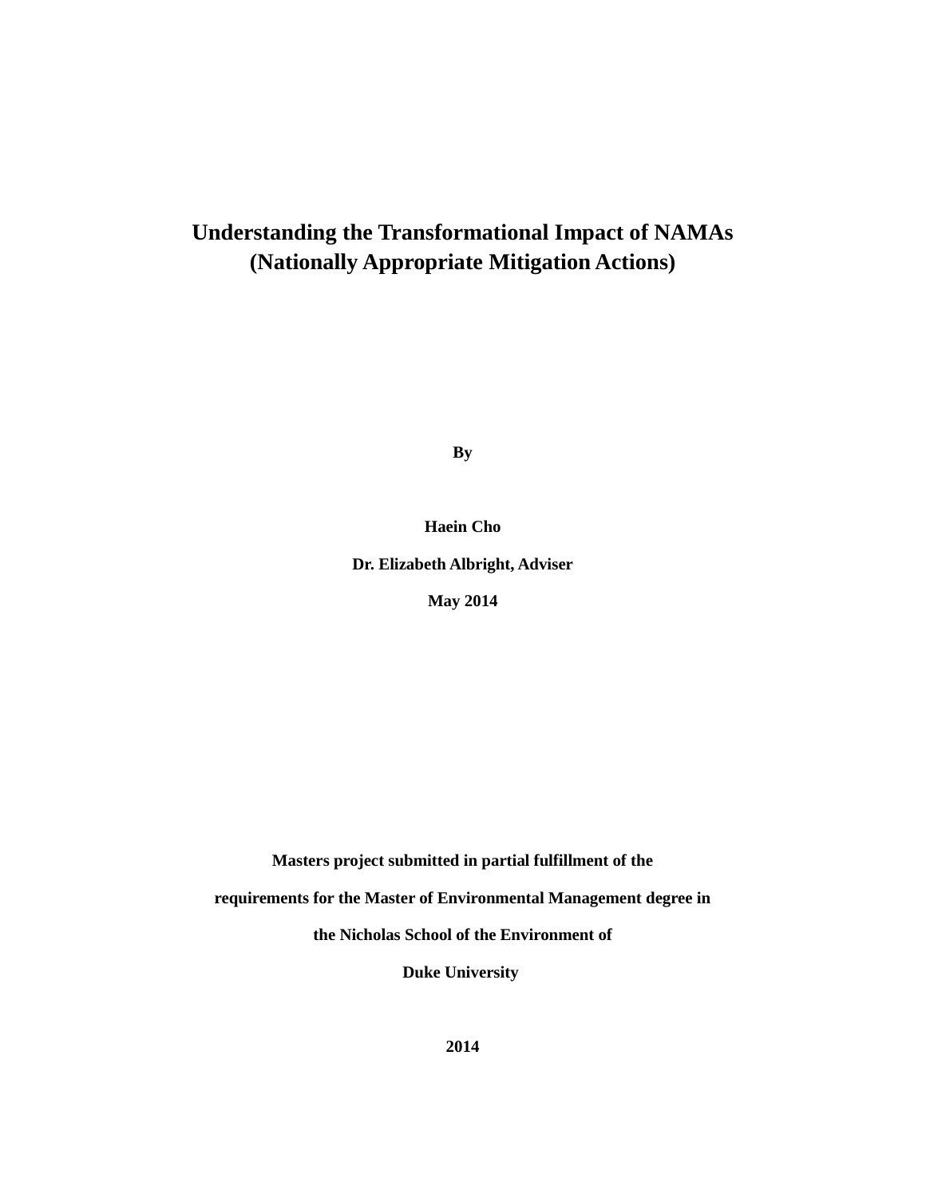# Understanding the Transformational Impact of NAMAs (Nationally Appropriate Mitigation Actions)

**By**

**Haein Cho**

**Dr. Elizabeth Albright, Adviser**

**May 2014**

**Masters project submitted in partial fulfillment of the**

**requirements for the Master of Environmental Management degree in**

**the Nicholas School of the Environment of**

**Duke University**

**2014**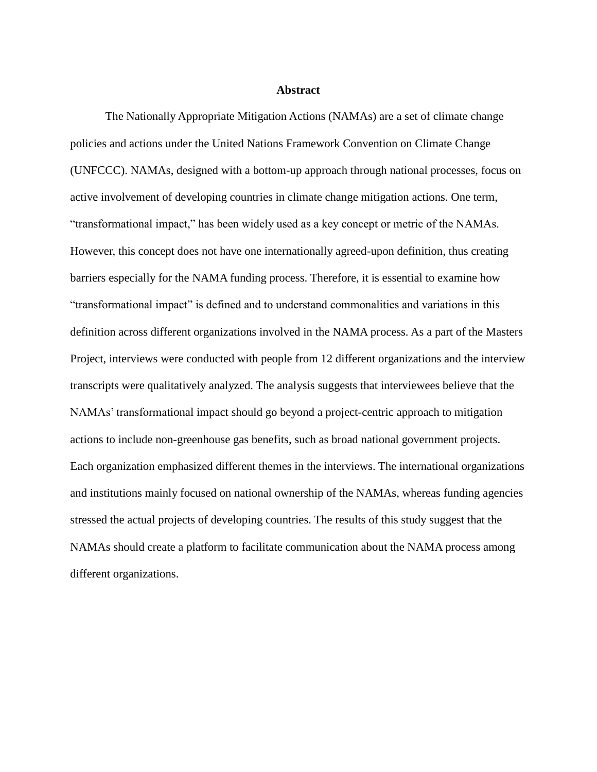## Abstract

The Nationally Appropriate Mitigation Actions (NAMAs) are a set of climate change policies and actions under the United Nations Framework Convention on Climate Change (UNFCCC). NAMAs, designed with a bottom-up approach through national processes, focus on active involvement of developing countries in climate change mitigation actions. One term, "transformational impact," has been widely used as a key concept or metric of the NAMAs. However, this concept does not have one internationally agreed-upon definition, thus creating barriers especially for the NAMA funding process. Therefore, it is essential to examine how "transformational impact" is defined and to understand commonalities and variations in this definition across different organizations involved in the NAMA process. As a part of the Masters Project, interviews were conducted with people from 12 different organizations and the interview transcripts were qualitatively analyzed. The analysis suggests that interviewees believe that the NAMAs' transformational impact should go beyond a project-centric approach to mitigation actions to include non-greenhouse gas benefits, such as broad national government projects. Each organization emphasized different themes in the interviews. The international organizations and institutions mainly focused on national ownership of the NAMAs, whereas funding agencies stressed the actual projects of developing countries. The results of this study suggest that the NAMAs should create a platform to facilitate communication about the NAMA process among different organizations.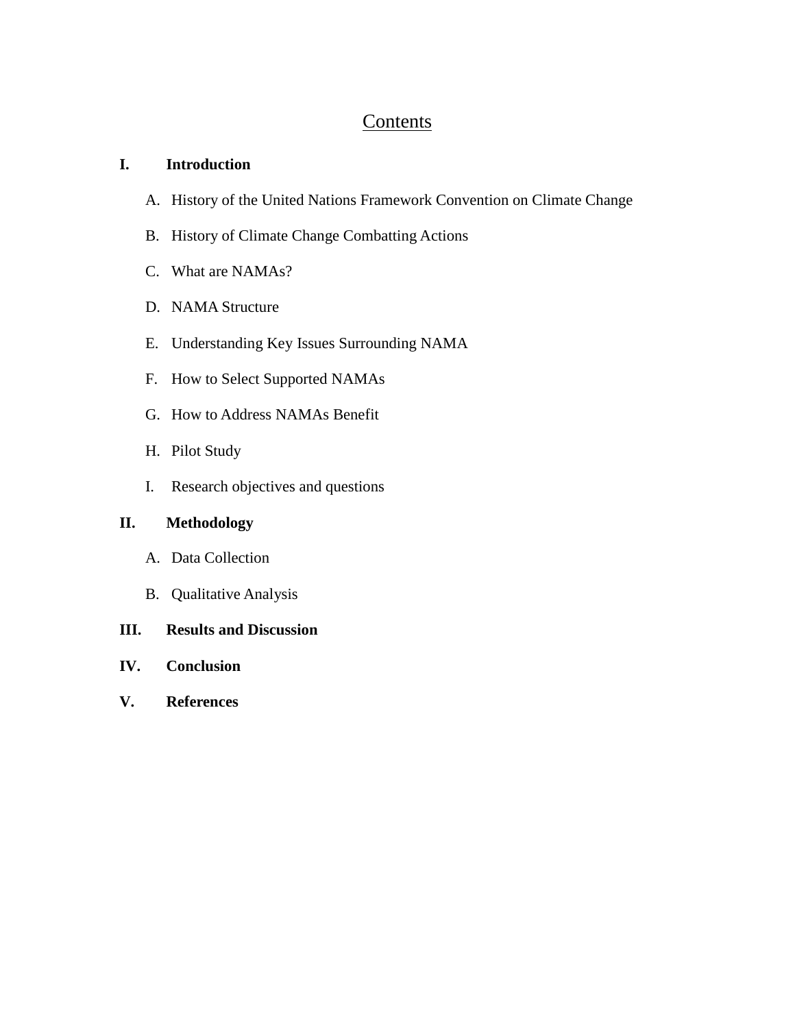# Contents

**I. Introduction**

A. History of the United Nations Framework Convention on Climate Change

B. History of Climate Change Combatting Actions

C. What are NAMAs?

D. NAMA Structure

E. Understanding Key Issues Surrounding NAMA

F. How to Select Supported NAMAs

G. How to Address NAMAs Benefit

H. Pilot Study

I. Research objectives and questions

**II. Methodology**

A. Data Collection

B. Qualitative Analysis

**III. Results and Discussion**

**IV. Conclusion**

**V. References**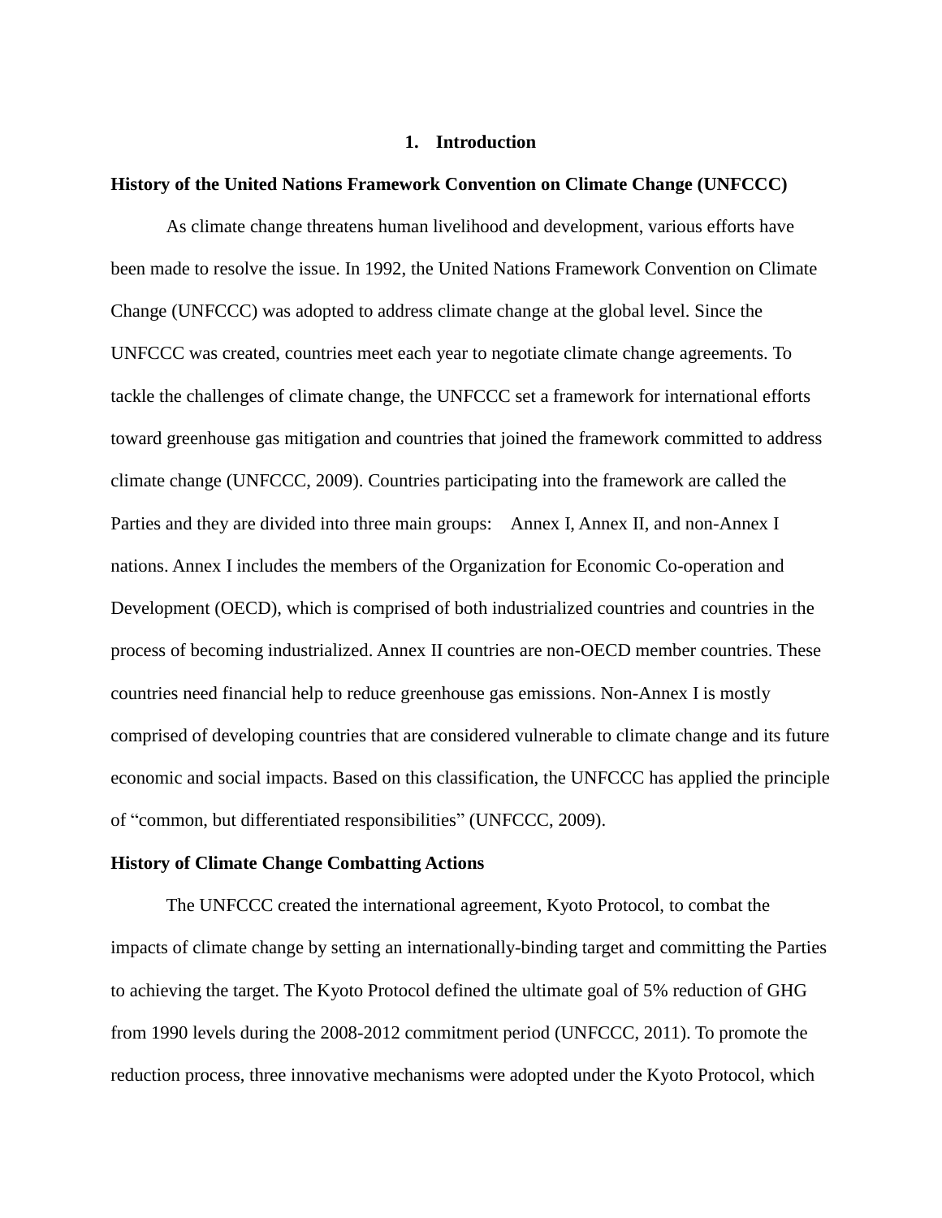# 1. Introduction

**History of the United Nations Framework Convention on Climate Change (UNFCCC)**

As climate change threatens human livelihood and development, various efforts have been made to resolve the issue. In 1992, the United Nations Framework Convention on Climate Change (UNFCCC) was adopted to address climate change at the global level. Since the UNFCCC was created, countries meet each year to negotiate climate change agreements. To tackle the challenges of climate change, the UNFCCC set a framework for international efforts toward greenhouse gas mitigation and countries that joined the framework committed to address climate change (UNFCCC, 2009). Countries participating into the framework are called the Parties and they are divided into three main groups: Annex I, Annex II, and non-Annex I nations. Annex I includes the members of the Organization for Economic Co-operation and Development (OECD), which is comprised of both industrialized countries and countries in the process of becoming industrialized. Annex II countries are non-OECD member countries. These countries need financial help to reduce greenhouse gas emissions. Non-Annex I is mostly comprised of developing countries that are considered vulnerable to climate change and its future economic and social impacts. Based on this classification, the UNFCCC has applied the principle of "common, but differentiated responsibilities" (UNFCCC, 2009).

**History of Climate Change Combatting Actions**

The UNFCCC created the international agreement, Kyoto Protocol, to combat the impacts of climate change by setting an internationally-binding target and committing the Parties to achieving the target. The Kyoto Protocol defined the ultimate goal of 5% reduction of GHG from 1990 levels during the 2008-2012 commitment period (UNFCCC, 2011). To promote the reduction process, three innovative mechanisms were adopted under the Kyoto Protocol, which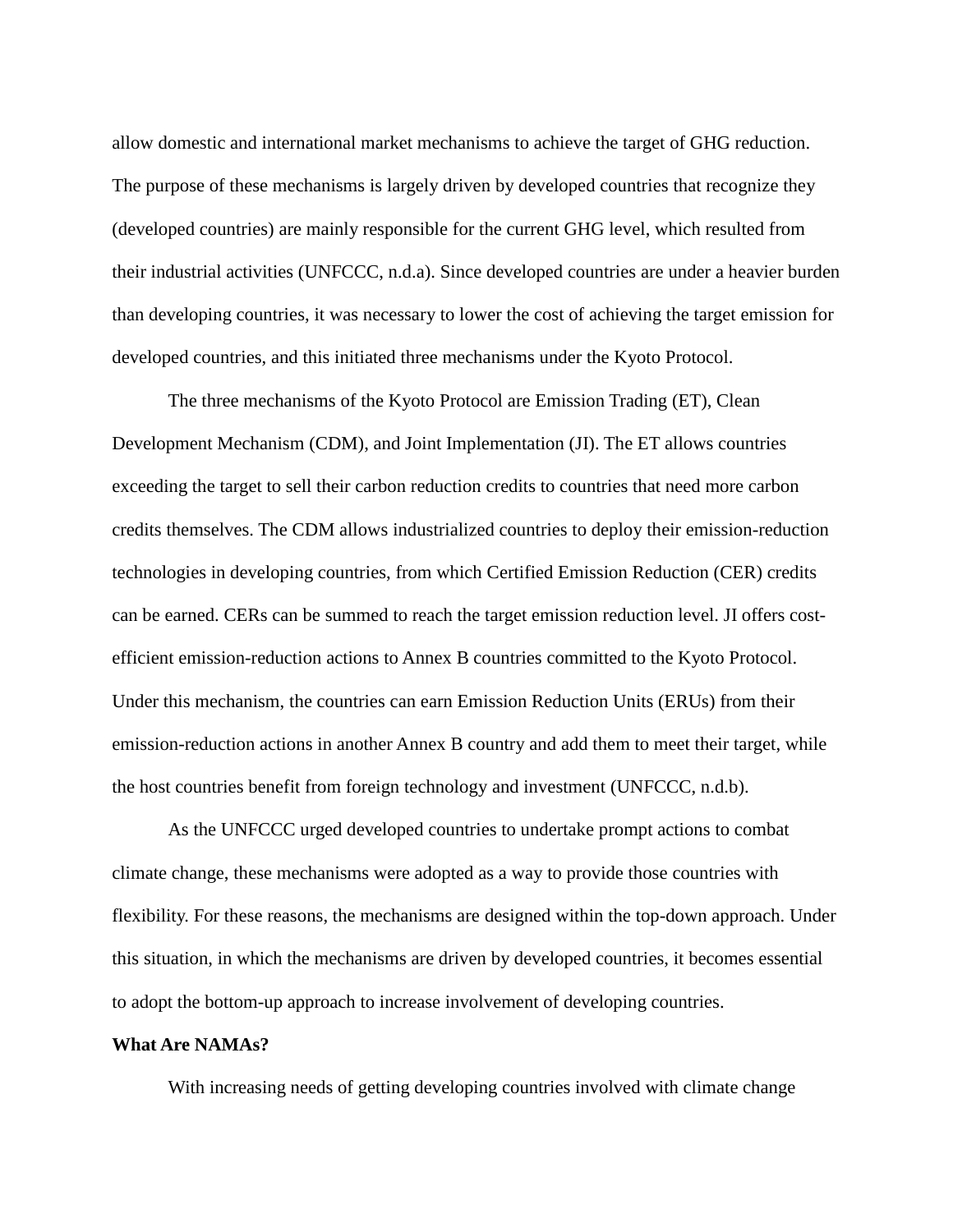allow domestic and international market mechanisms to achieve the target of GHG reduction. The purpose of these mechanisms is largely driven by developed countries that recognize they (developed countries) are mainly responsible for the current GHG level, which resulted from their industrial activities (UNFCCC, n.d.a). Since developed countries are under a heavier burden than developing countries, it was necessary to lower the cost of achieving the target emission for developed countries, and this initiated three mechanisms under the Kyoto Protocol.

The three mechanisms of the Kyoto Protocol are Emission Trading (ET), Clean Development Mechanism (CDM), and Joint Implementation (JI). The ET allows countries exceeding the target to sell their carbon reduction credits to countries that need more carbon credits themselves. The CDM allows industrialized countries to deploy their emission-reduction technologies in developing countries, from which Certified Emission Reduction (CER) credits can be earned. CERs can be summed to reach the target emission reduction level. JI offers cost-efficient emission-reduction actions to Annex B countries committed to the Kyoto Protocol. Under this mechanism, the countries can earn Emission Reduction Units (ERUs) from their emission-reduction actions in another Annex B country and add them to meet their target, while the host countries benefit from foreign technology and investment (UNFCCC, n.d.b).

As the UNFCCC urged developed countries to undertake prompt actions to combat climate change, these mechanisms were adopted as a way to provide those countries with flexibility. For these reasons, the mechanisms are designed within the top-down approach. Under this situation, in which the mechanisms are driven by developed countries, it becomes essential to adopt the bottom-up approach to increase involvement of developing countries.

**What Are NAMAs?**

With increasing needs of getting developing countries involved with climate change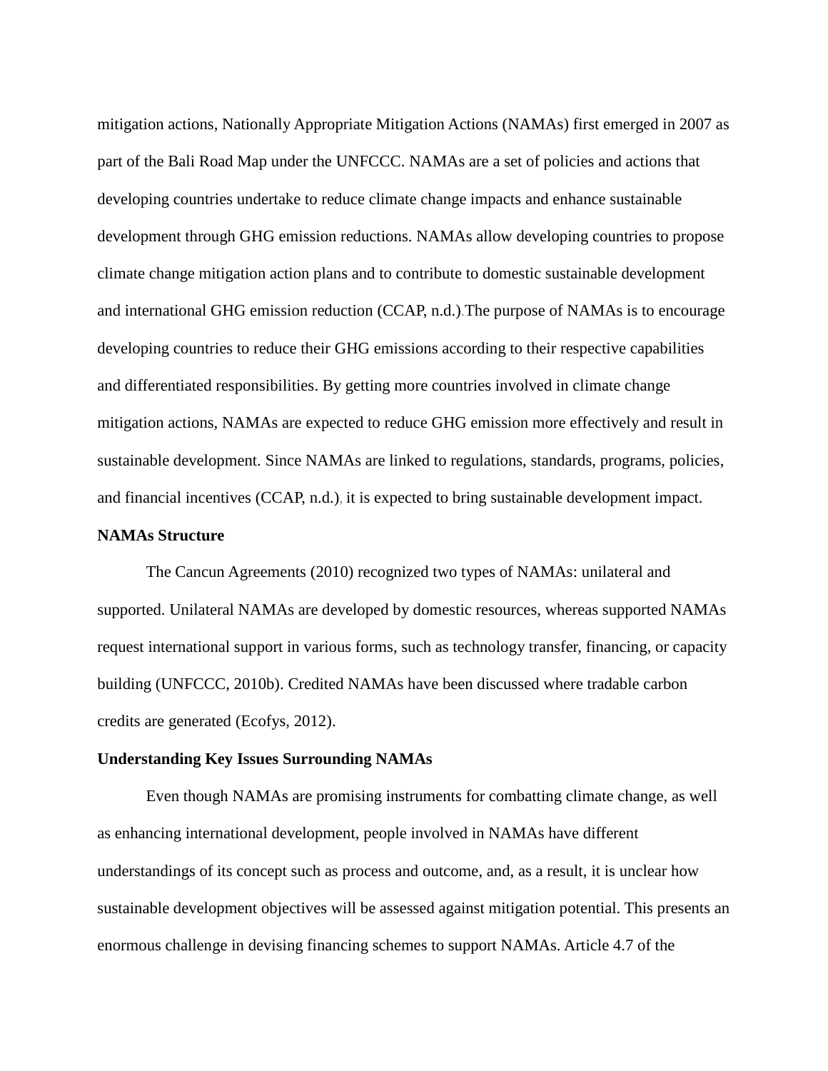mitigation actions, Nationally Appropriate Mitigation Actions (NAMAs) first emerged in 2007 as part of the Bali Road Map under the UNFCCC. NAMAs are a set of policies and actions that developing countries undertake to reduce climate change impacts and enhance sustainable development through GHG emission reductions. NAMAs allow developing countries to propose climate change mitigation action plans and to contribute to domestic sustainable development and international GHG emission reduction (CCAP, n.d.).The purpose of NAMAs is to encourage developing countries to reduce their GHG emissions according to their respective capabilities and differentiated responsibilities. By getting more countries involved in climate change mitigation actions, NAMAs are expected to reduce GHG emission more effectively and result in sustainable development. Since NAMAs are linked to regulations, standards, programs, policies, and financial incentives (CCAP, n.d.), it is expected to bring sustainable development impact.

**NAMAs Structure**

The Cancun Agreements (2010) recognized two types of NAMAs: unilateral and supported. Unilateral NAMAs are developed by domestic resources, whereas supported NAMAs request international support in various forms, such as technology transfer, financing, or capacity building (UNFCCC, 2010b). Credited NAMAs have been discussed where tradable carbon credits are generated (Ecofys, 2012).

**Understanding Key Issues Surrounding NAMAs**

Even though NAMAs are promising instruments for combatting climate change, as well as enhancing international development, people involved in NAMAs have different understandings of its concept such as process and outcome, and, as a result, it is unclear how sustainable development objectives will be assessed against mitigation potential. This presents an enormous challenge in devising financing schemes to support NAMAs. Article 4.7 of the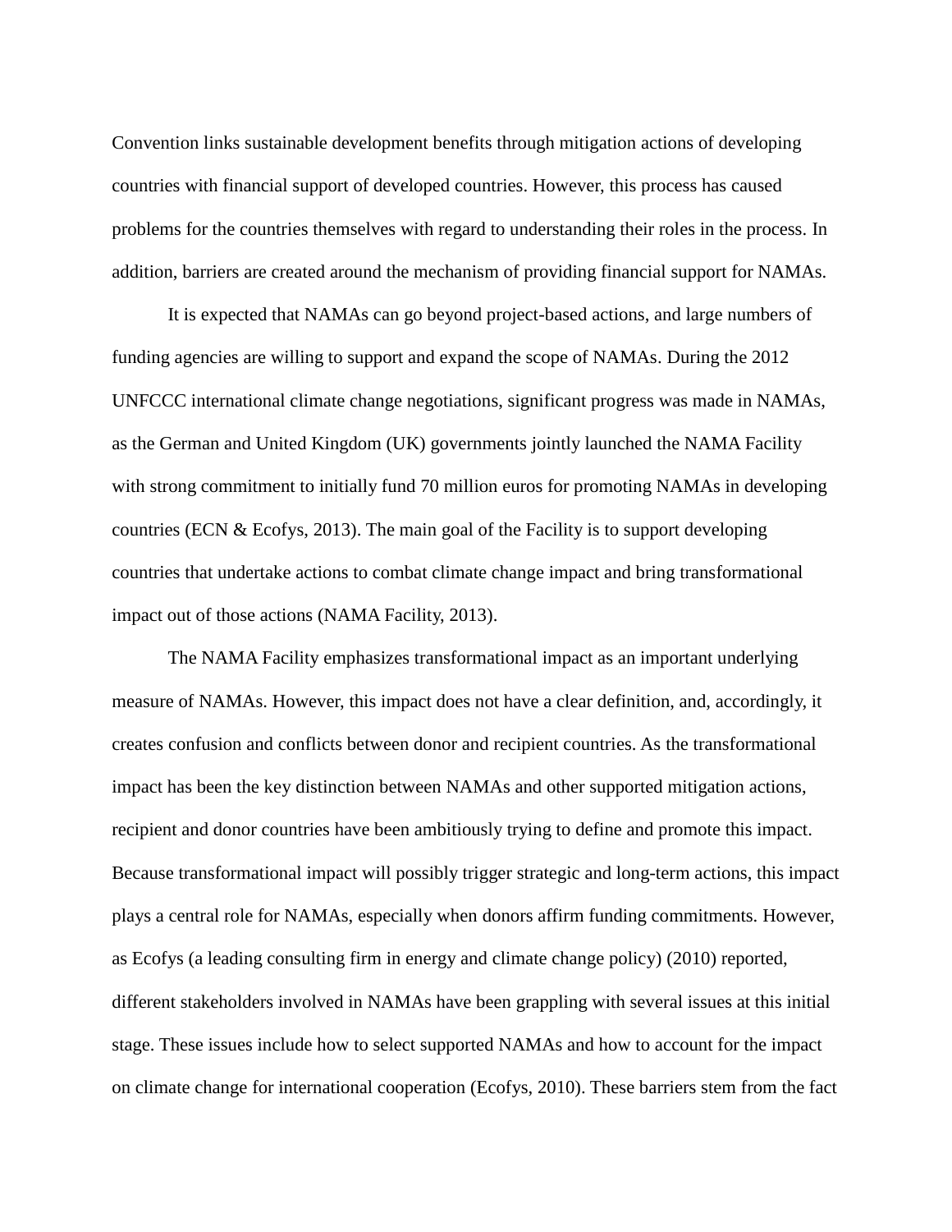Convention links sustainable development benefits through mitigation actions of developing countries with financial support of developed countries. However, this process has caused problems for the countries themselves with regard to understanding their roles in the process. In addition, barriers are created around the mechanism of providing financial support for NAMAs.

It is expected that NAMAs can go beyond project-based actions, and large numbers of funding agencies are willing to support and expand the scope of NAMAs. During the 2012 UNFCCC international climate change negotiations, significant progress was made in NAMAs, as the German and United Kingdom (UK) governments jointly launched the NAMA Facility with strong commitment to initially fund 70 million euros for promoting NAMAs in developing countries (ECN & Ecofys, 2013). The main goal of the Facility is to support developing countries that undertake actions to combat climate change impact and bring transformational impact out of those actions (NAMA Facility, 2013).

The NAMA Facility emphasizes transformational impact as an important underlying measure of NAMAs. However, this impact does not have a clear definition, and, accordingly, it creates confusion and conflicts between donor and recipient countries. As the transformational impact has been the key distinction between NAMAs and other supported mitigation actions, recipient and donor countries have been ambitiously trying to define and promote this impact. Because transformational impact will possibly trigger strategic and long-term actions, this impact plays a central role for NAMAs, especially when donors affirm funding commitments. However, as Ecofys (a leading consulting firm in energy and climate change policy) (2010) reported, different stakeholders involved in NAMAs have been grappling with several issues at this initial stage. These issues include how to select supported NAMAs and how to account for the impact on climate change for international cooperation (Ecofys, 2010). These barriers stem from the fact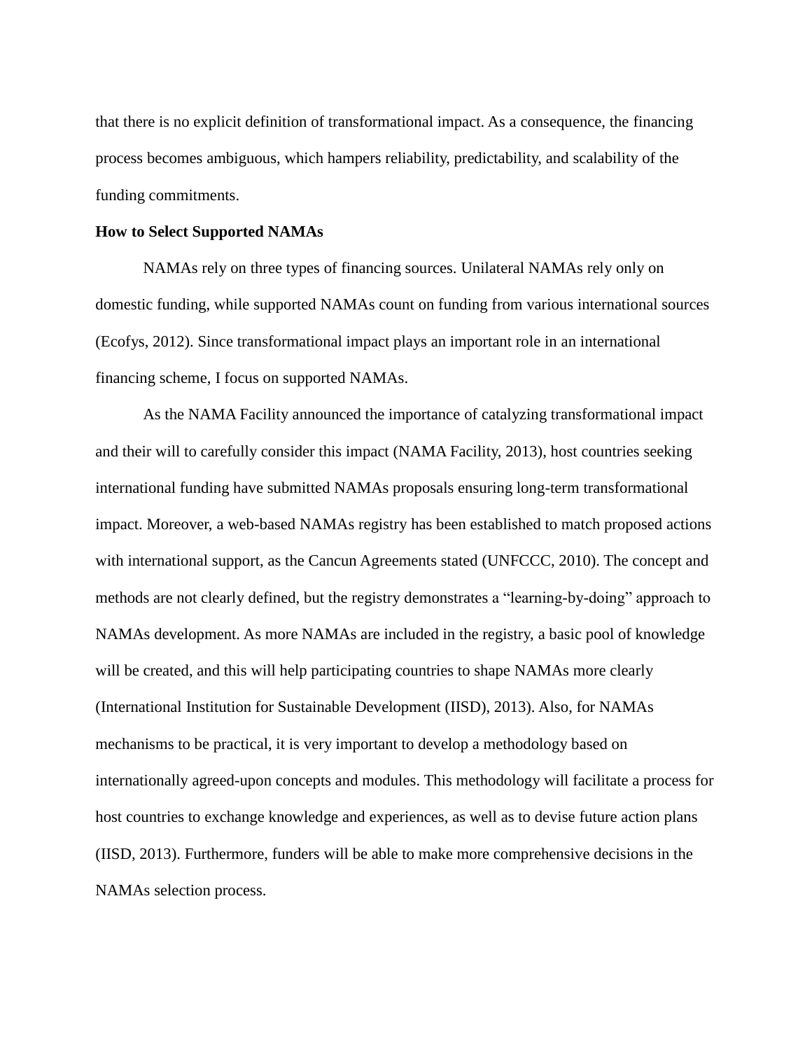that there is no explicit definition of transformational impact. As a consequence, the financing process becomes ambiguous, which hampers reliability, predictability, and scalability of the funding commitments.

**How to Select Supported NAMAs**

NAMAs rely on three types of financing sources. Unilateral NAMAs rely only on domestic funding, while supported NAMAs count on funding from various international sources (Ecofys, 2012). Since transformational impact plays an important role in an international financing scheme, I focus on supported NAMAs.

As the NAMA Facility announced the importance of catalyzing transformational impact and their will to carefully consider this impact (NAMA Facility, 2013), host countries seeking international funding have submitted NAMAs proposals ensuring long-term transformational impact. Moreover, a web-based NAMAs registry has been established to match proposed actions with international support, as the Cancun Agreements stated (UNFCCC, 2010). The concept and methods are not clearly defined, but the registry demonstrates a "learning-by-doing" approach to NAMAs development. As more NAMAs are included in the registry, a basic pool of knowledge will be created, and this will help participating countries to shape NAMAs more clearly (International Institution for Sustainable Development (IISD), 2013). Also, for NAMAs mechanisms to be practical, it is very important to develop a methodology based on internationally agreed-upon concepts and modules. This methodology will facilitate a process for host countries to exchange knowledge and experiences, as well as to devise future action plans (IISD, 2013). Furthermore, funders will be able to make more comprehensive decisions in the NAMAs selection process.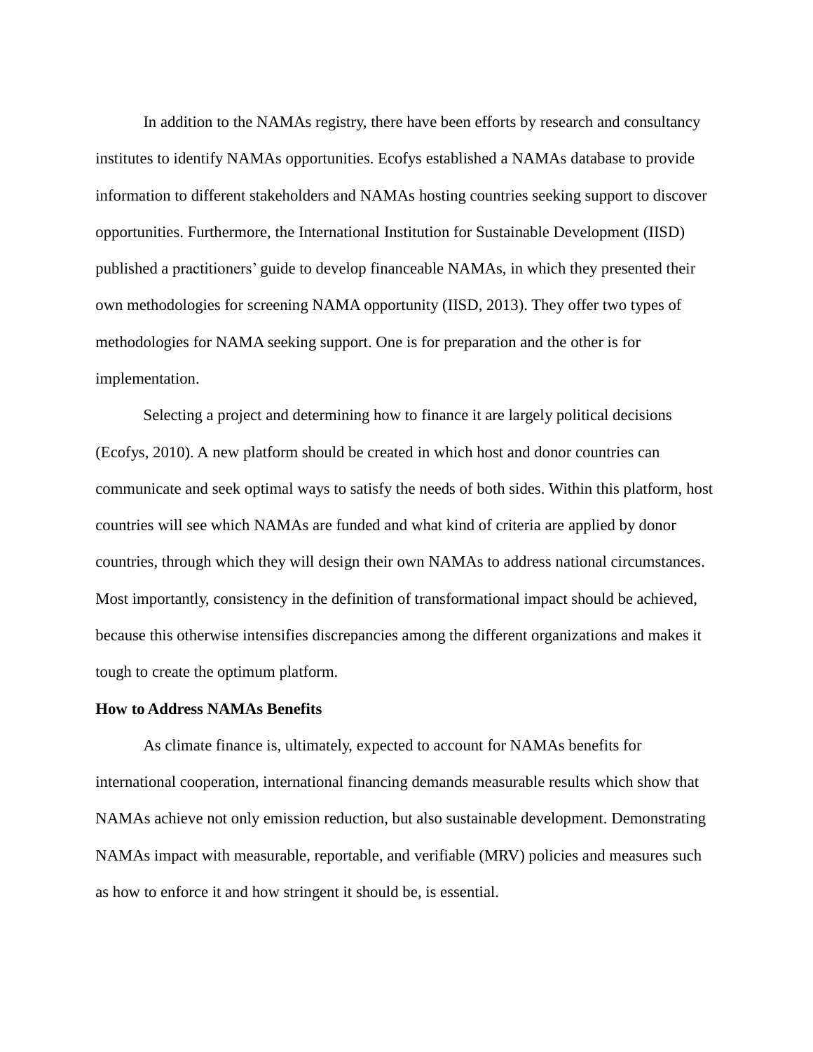In addition to the NAMAs registry, there have been efforts by research and consultancy institutes to identify NAMAs opportunities. Ecofys established a NAMAs database to provide information to different stakeholders and NAMAs hosting countries seeking support to discover opportunities. Furthermore, the International Institution for Sustainable Development (IISD) published a practitioners' guide to develop financeable NAMAs, in which they presented their own methodologies for screening NAMA opportunity (IISD, 2013). They offer two types of methodologies for NAMA seeking support. One is for preparation and the other is for implementation.

Selecting a project and determining how to finance it are largely political decisions (Ecofys, 2010). A new platform should be created in which host and donor countries can communicate and seek optimal ways to satisfy the needs of both sides. Within this platform, host countries will see which NAMAs are funded and what kind of criteria are applied by donor countries, through which they will design their own NAMAs to address national circumstances. Most importantly, consistency in the definition of transformational impact should be achieved, because this otherwise intensifies discrepancies among the different organizations and makes it tough to create the optimum platform.

**How to Address NAMAs Benefits**

As climate finance is, ultimately, expected to account for NAMAs benefits for international cooperation, international financing demands measurable results which show that NAMAs achieve not only emission reduction, but also sustainable development. Demonstrating NAMAs impact with measurable, reportable, and verifiable (MRV) policies and measures such as how to enforce it and how stringent it should be, is essential.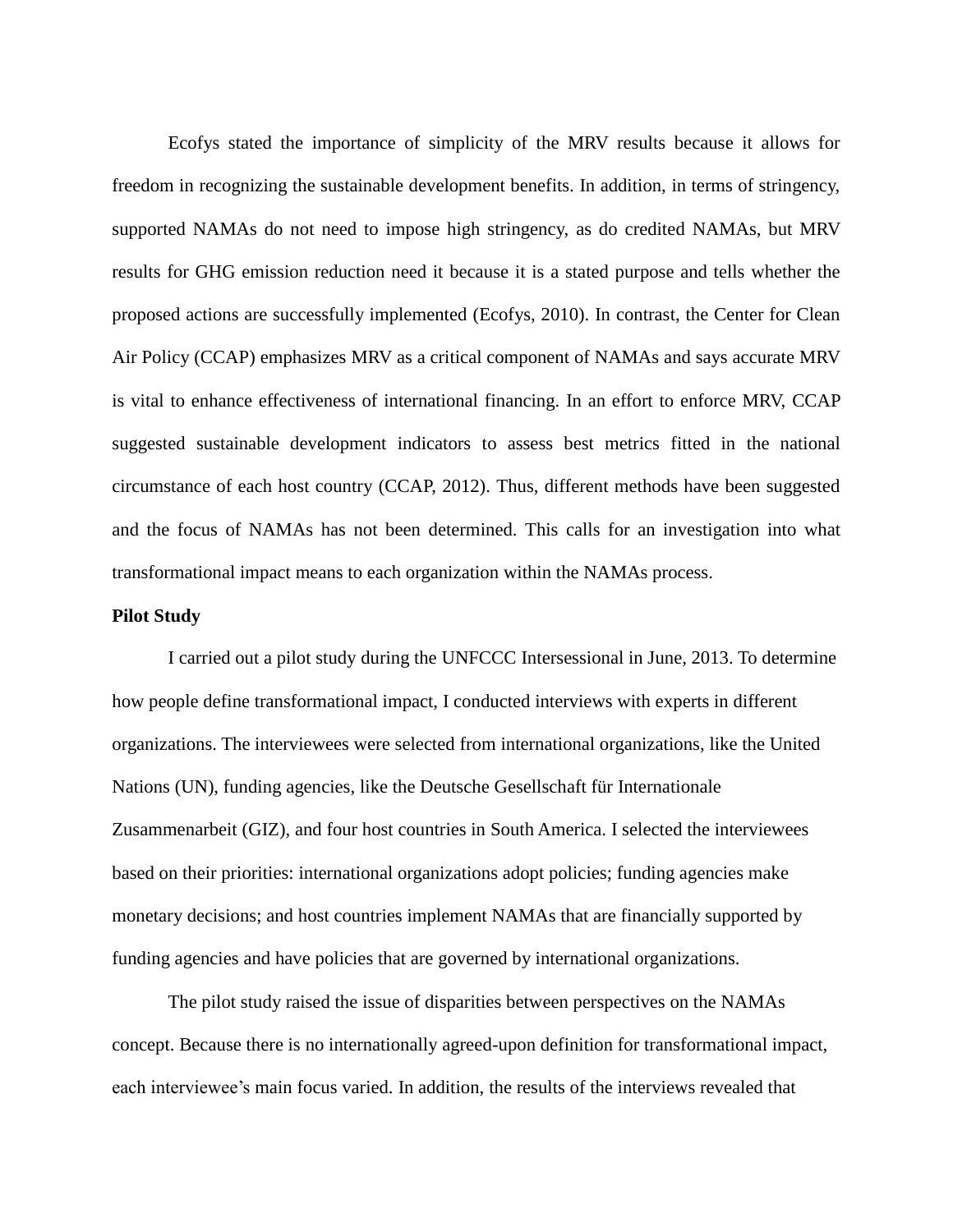Ecofys stated the importance of simplicity of the MRV results because it allows for freedom in recognizing the sustainable development benefits. In addition, in terms of stringency, supported NAMAs do not need to impose high stringency, as do credited NAMAs, but MRV results for GHG emission reduction need it because it is a stated purpose and tells whether the proposed actions are successfully implemented (Ecofys, 2010). In contrast, the Center for Clean Air Policy (CCAP) emphasizes MRV as a critical component of NAMAs and says accurate MRV is vital to enhance effectiveness of international financing. In an effort to enforce MRV, CCAP suggested sustainable development indicators to assess best metrics fitted in the national circumstance of each host country (CCAP, 2012). Thus, different methods have been suggested and the focus of NAMAs has not been determined. This calls for an investigation into what transformational impact means to each organization within the NAMAs process.

**Pilot Study**

I carried out a pilot study during the UNFCCC Intersessional in June, 2013. To determine how people define transformational impact, I conducted interviews with experts in different organizations. The interviewees were selected from international organizations, like the United Nations (UN), funding agencies, like the Deutsche Gesellschaft für Internationale Zusammenarbeit (GIZ), and four host countries in South America. I selected the interviewees based on their priorities: international organizations adopt policies; funding agencies make monetary decisions; and host countries implement NAMAs that are financially supported by funding agencies and have policies that are governed by international organizations.

The pilot study raised the issue of disparities between perspectives on the NAMAs concept. Because there is no internationally agreed-upon definition for transformational impact, each interviewee's main focus varied. In addition, the results of the interviews revealed that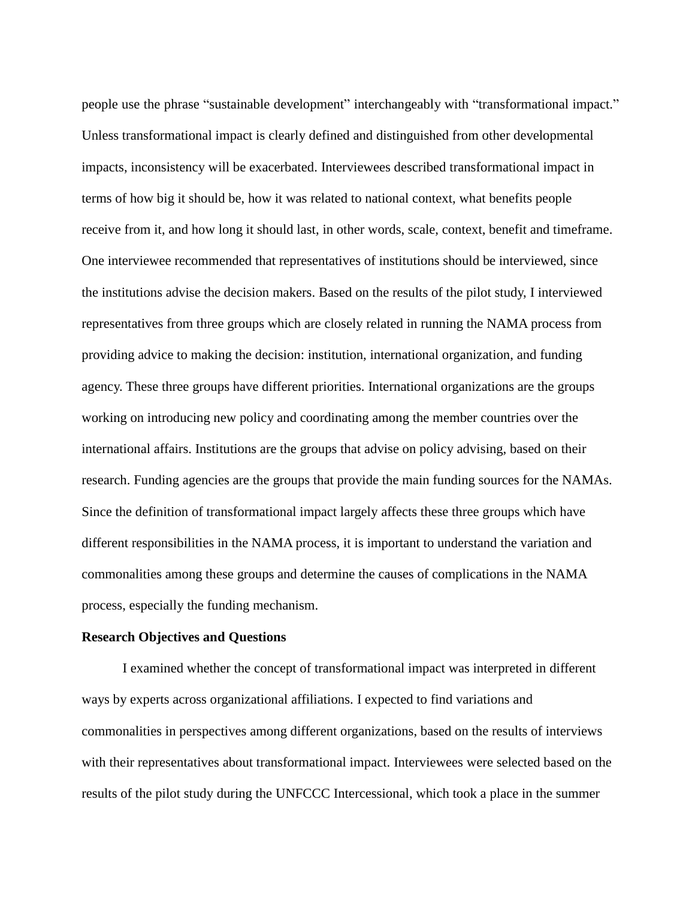people use the phrase “sustainable development” interchangeably with “transformational impact.” Unless transformational impact is clearly defined and distinguished from other developmental impacts, inconsistency will be exacerbated. Interviewees described transformational impact in terms of how big it should be, how it was related to national context, what benefits people receive from it, and how long it should last, in other words, scale, context, benefit and timeframe. One interviewee recommended that representatives of institutions should be interviewed, since the institutions advise the decision makers. Based on the results of the pilot study, I interviewed representatives from three groups which are closely related in running the NAMA process from providing advice to making the decision: institution, international organization, and funding agency. These three groups have different priorities. International organizations are the groups working on introducing new policy and coordinating among the member countries over the international affairs. Institutions are the groups that advise on policy advising, based on their research. Funding agencies are the groups that provide the main funding sources for the NAMAs. Since the definition of transformational impact largely affects these three groups which have different responsibilities in the NAMA process, it is important to understand the variation and commonalities among these groups and determine the causes of complications in the NAMA process, especially the funding mechanism.

**Research Objectives and Questions**

I examined whether the concept of transformational impact was interpreted in different ways by experts across organizational affiliations. I expected to find variations and commonalities in perspectives among different organizations, based on the results of interviews with their representatives about transformational impact. Interviewees were selected based on the results of the pilot study during the UNFCCC Intercessional, which took a place in the summer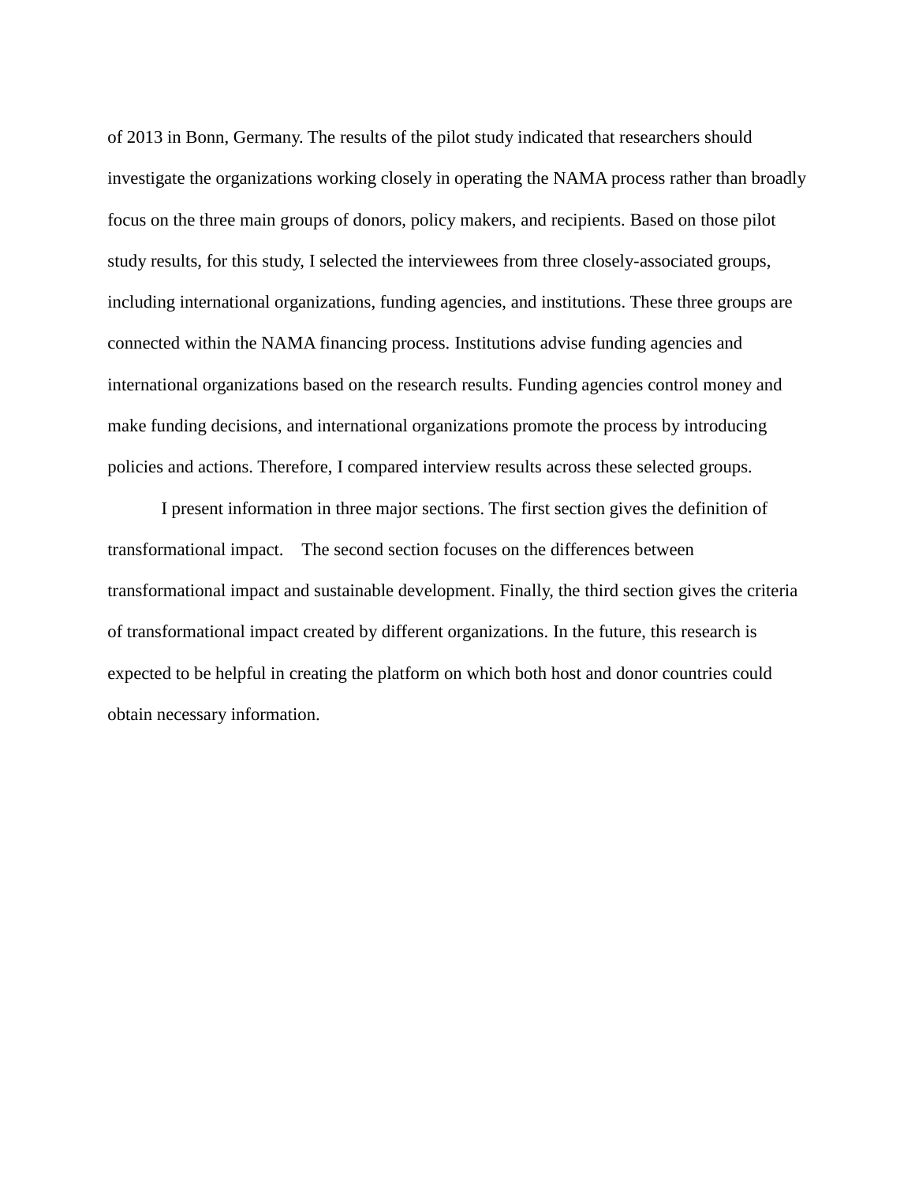of 2013 in Bonn, Germany. The results of the pilot study indicated that researchers should investigate the organizations working closely in operating the NAMA process rather than broadly focus on the three main groups of donors, policy makers, and recipients. Based on those pilot study results, for this study, I selected the interviewees from three closely-associated groups, including international organizations, funding agencies, and institutions. These three groups are connected within the NAMA financing process. Institutions advise funding agencies and international organizations based on the research results. Funding agencies control money and make funding decisions, and international organizations promote the process by introducing policies and actions. Therefore, I compared interview results across these selected groups.

I present information in three major sections. The first section gives the definition of transformational impact. The second section focuses on the differences between transformational impact and sustainable development. Finally, the third section gives the criteria of transformational impact created by different organizations. In the future, this research is expected to be helpful in creating the platform on which both host and donor countries could obtain necessary information.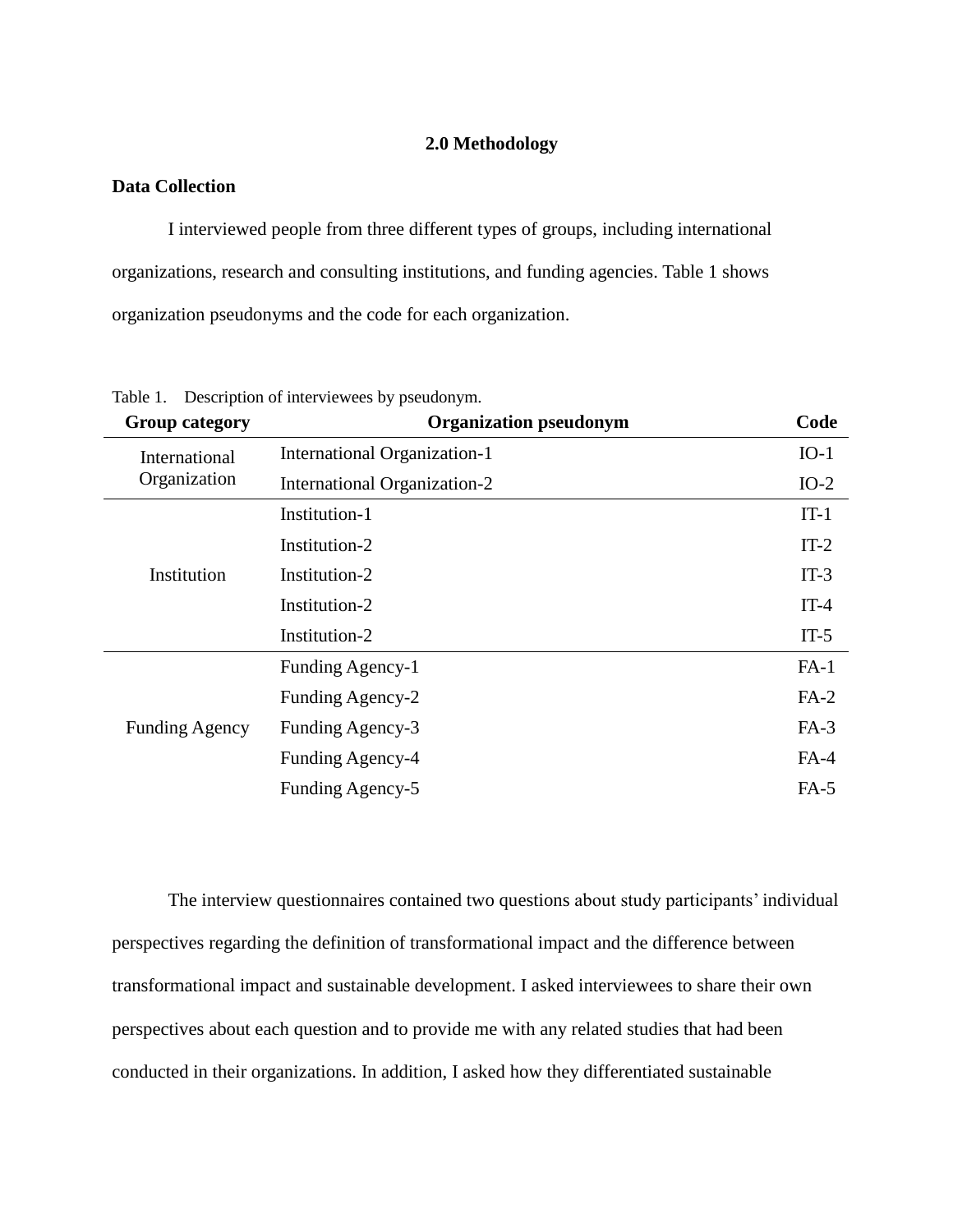## 2.0 Methodology

### Data Collection

I interviewed people from three different types of groups, including international organizations, research and consulting institutions, and funding agencies. Table 1 shows organization pseudonyms and the code for each organization.

Table 1. Description of interviewees by pseudonym.

| Group category | Organization pseudonym | Code |
|---|---|---|
| International Organization | International Organization-1 | IO-1 |
| | International Organization-2 | IO-2 |
| Institution | Institution-1 | IT-1 |
| | Institution-2 | IT-2 |
| | Institution-2 | IT-3 |
| | Institution-2 | IT-4 |
| | Institution-2 | IT-5 |
| Funding Agency | Funding Agency-1 | FA-1 |
| | Funding Agency-2 | FA-2 |
| | Funding Agency-3 | FA-3 |
| | Funding Agency-4 | FA-4 |
| | Funding Agency-5 | FA-5 |

The interview questionnaires contained two questions about study participants' individual perspectives regarding the definition of transformational impact and the difference between transformational impact and sustainable development. I asked interviewees to share their own perspectives about each question and to provide me with any related studies that had been conducted in their organizations. In addition, I asked how they differentiated sustainable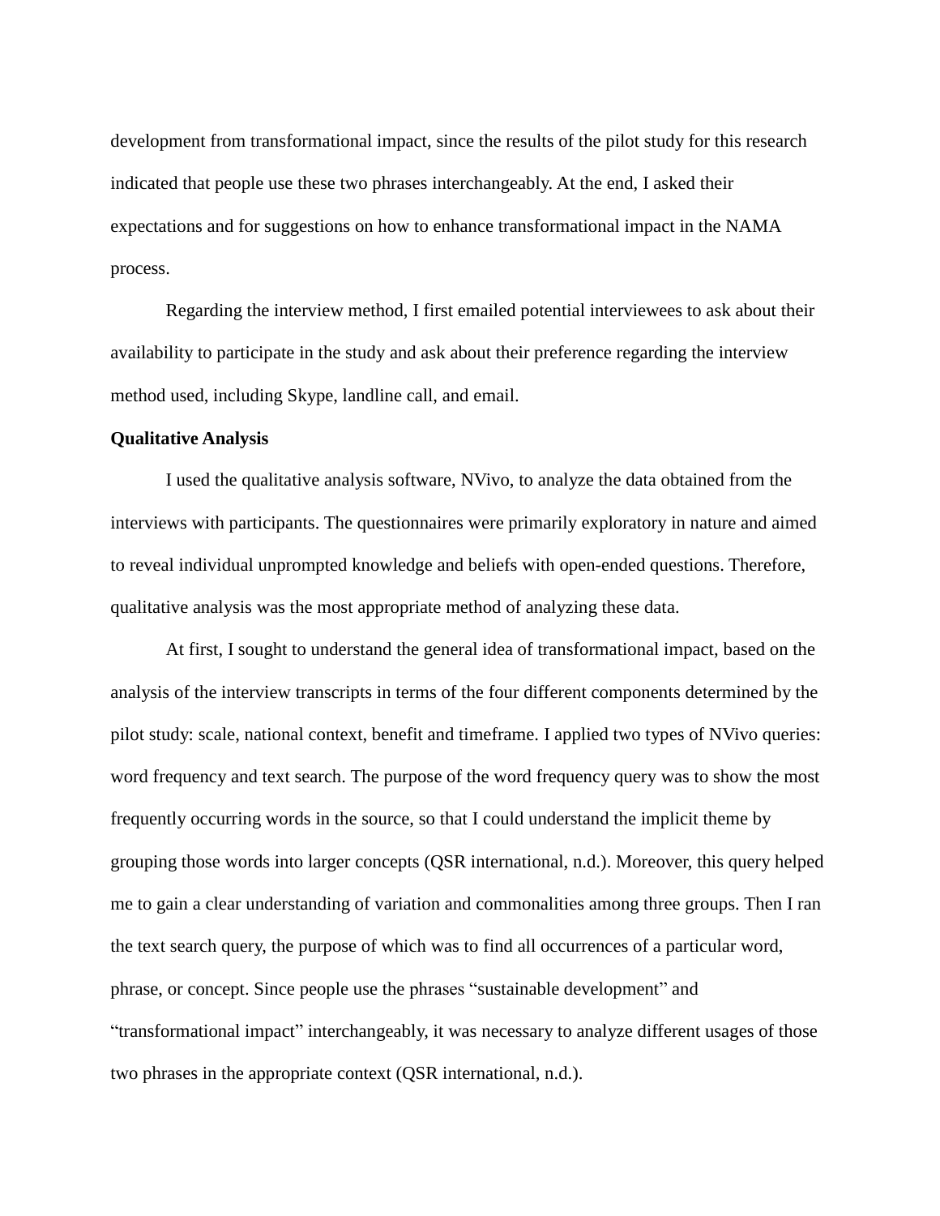development from transformational impact, since the results of the pilot study for this research indicated that people use these two phrases interchangeably. At the end, I asked their expectations and for suggestions on how to enhance transformational impact in the NAMA process.

Regarding the interview method, I first emailed potential interviewees to ask about their availability to participate in the study and ask about their preference regarding the interview method used, including Skype, landline call, and email.

**Qualitative Analysis**

I used the qualitative analysis software, NVivo, to analyze the data obtained from the interviews with participants. The questionnaires were primarily exploratory in nature and aimed to reveal individual unprompted knowledge and beliefs with open-ended questions. Therefore, qualitative analysis was the most appropriate method of analyzing these data.

At first, I sought to understand the general idea of transformational impact, based on the analysis of the interview transcripts in terms of the four different components determined by the pilot study: scale, national context, benefit and timeframe. I applied two types of NVivo queries: word frequency and text search. The purpose of the word frequency query was to show the most frequently occurring words in the source, so that I could understand the implicit theme by grouping those words into larger concepts (QSR international, n.d.). Moreover, this query helped me to gain a clear understanding of variation and commonalities among three groups. Then I ran the text search query, the purpose of which was to find all occurrences of a particular word, phrase, or concept. Since people use the phrases "sustainable development" and "transformational impact" interchangeably, it was necessary to analyze different usages of those two phrases in the appropriate context (QSR international, n.d.).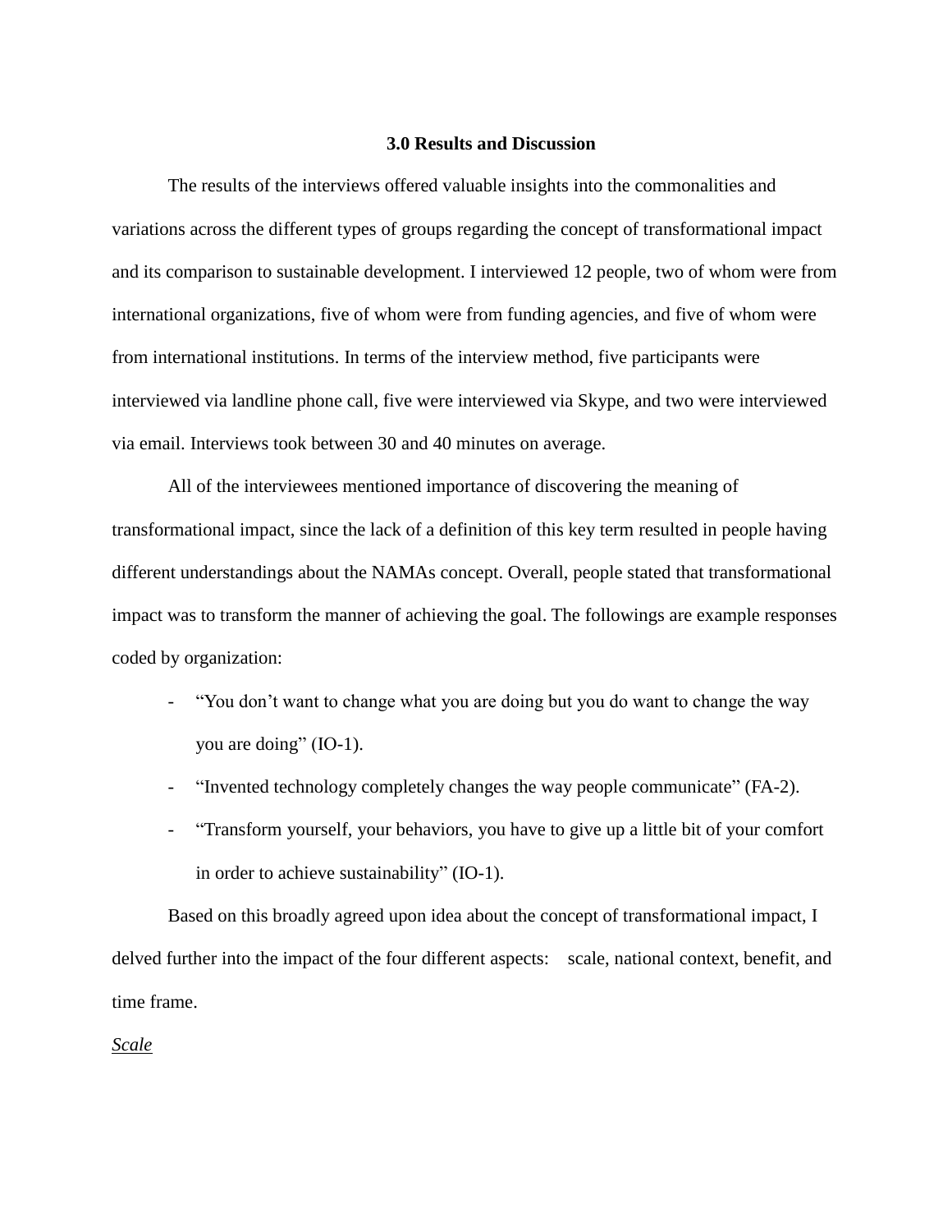## 3.0 Results and Discussion

The results of the interviews offered valuable insights into the commonalities and variations across the different types of groups regarding the concept of transformational impact and its comparison to sustainable development. I interviewed 12 people, two of whom were from international organizations, five of whom were from funding agencies, and five of whom were from international institutions. In terms of the interview method, five participants were interviewed via landline phone call, five were interviewed via Skype, and two were interviewed via email. Interviews took between 30 and 40 minutes on average.

All of the interviewees mentioned importance of discovering the meaning of transformational impact, since the lack of a definition of this key term resulted in people having different understandings about the NAMAs concept. Overall, people stated that transformational impact was to transform the manner of achieving the goal. The followings are example responses coded by organization:

- "You don't want to change what you are doing but you do want to change the way you are doing" (IO-1).
- "Invented technology completely changes the way people communicate" (FA-2).
- "Transform yourself, your behaviors, you have to give up a little bit of your comfort in order to achieve sustainability" (IO-1).

Based on this broadly agreed upon idea about the concept of transformational impact, I delved further into the impact of the four different aspects: scale, national context, benefit, and time frame.

*Scale*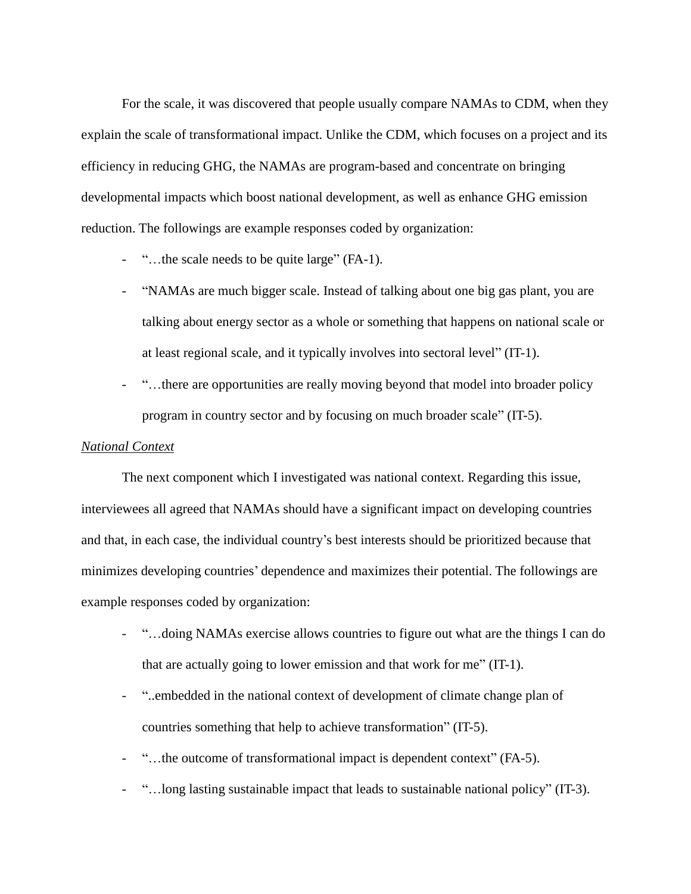For the scale, it was discovered that people usually compare NAMAs to CDM, when they explain the scale of transformational impact. Unlike the CDM, which focuses on a project and its efficiency in reducing GHG, the NAMAs are program-based and concentrate on bringing developmental impacts which boost national development, as well as enhance GHG emission reduction. The followings are example responses coded by organization:

- "…the scale needs to be quite large" (FA-1).
- "NAMAs are much bigger scale. Instead of talking about one big gas plant, you are talking about energy sector as a whole or something that happens on national scale or at least regional scale, and it typically involves into sectoral level" (IT-1).
- "…there are opportunities are really moving beyond that model into broader policy program in country sector and by focusing on much broader scale" (IT-5).

*National Context*

The next component which I investigated was national context. Regarding this issue, interviewees all agreed that NAMAs should have a significant impact on developing countries and that, in each case, the individual country's best interests should be prioritized because that minimizes developing countries' dependence and maximizes their potential. The followings are example responses coded by organization:

- "…doing NAMAs exercise allows countries to figure out what are the things I can do that are actually going to lower emission and that work for me" (IT-1).
- "..embedded in the national context of development of climate change plan of countries something that help to achieve transformation" (IT-5).
- "…the outcome of transformational impact is dependent context" (FA-5).
- "…long lasting sustainable impact that leads to sustainable national policy" (IT-3).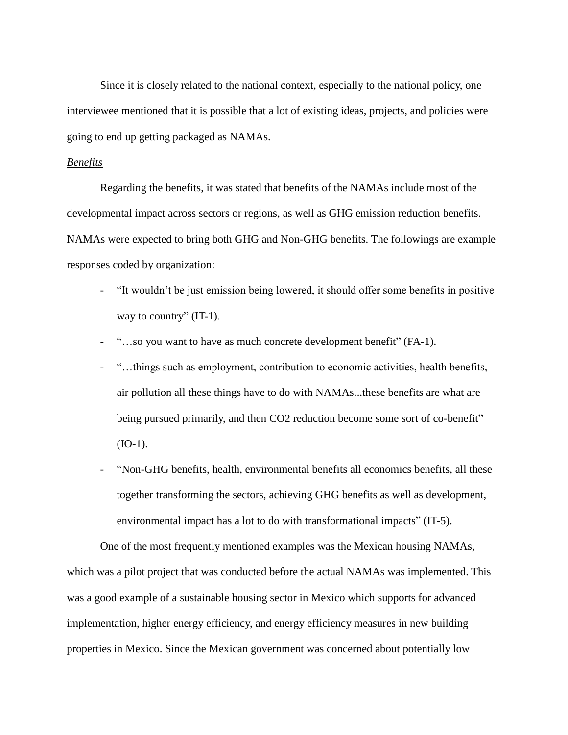Since it is closely related to the national context, especially to the national policy, one interviewee mentioned that it is possible that a lot of existing ideas, projects, and policies were going to end up getting packaged as NAMAs.

*Benefits*

Regarding the benefits, it was stated that benefits of the NAMAs include most of the developmental impact across sectors or regions, as well as GHG emission reduction benefits. NAMAs were expected to bring both GHG and Non-GHG benefits. The followings are example responses coded by organization:

- "It wouldn't be just emission being lowered, it should offer some benefits in positive way to country" (IT-1).
- "…so you want to have as much concrete development benefit" (FA-1).
- "…things such as employment, contribution to economic activities, health benefits, air pollution all these things have to do with NAMAs...these benefits are what are being pursued primarily, and then CO2 reduction become some sort of co-benefit" (IO-1).
- "Non-GHG benefits, health, environmental benefits all economics benefits, all these together transforming the sectors, achieving GHG benefits as well as development, environmental impact has a lot to do with transformational impacts" (IT-5).

One of the most frequently mentioned examples was the Mexican housing NAMAs, which was a pilot project that was conducted before the actual NAMAs was implemented. This was a good example of a sustainable housing sector in Mexico which supports for advanced implementation, higher energy efficiency, and energy efficiency measures in new building properties in Mexico. Since the Mexican government was concerned about potentially low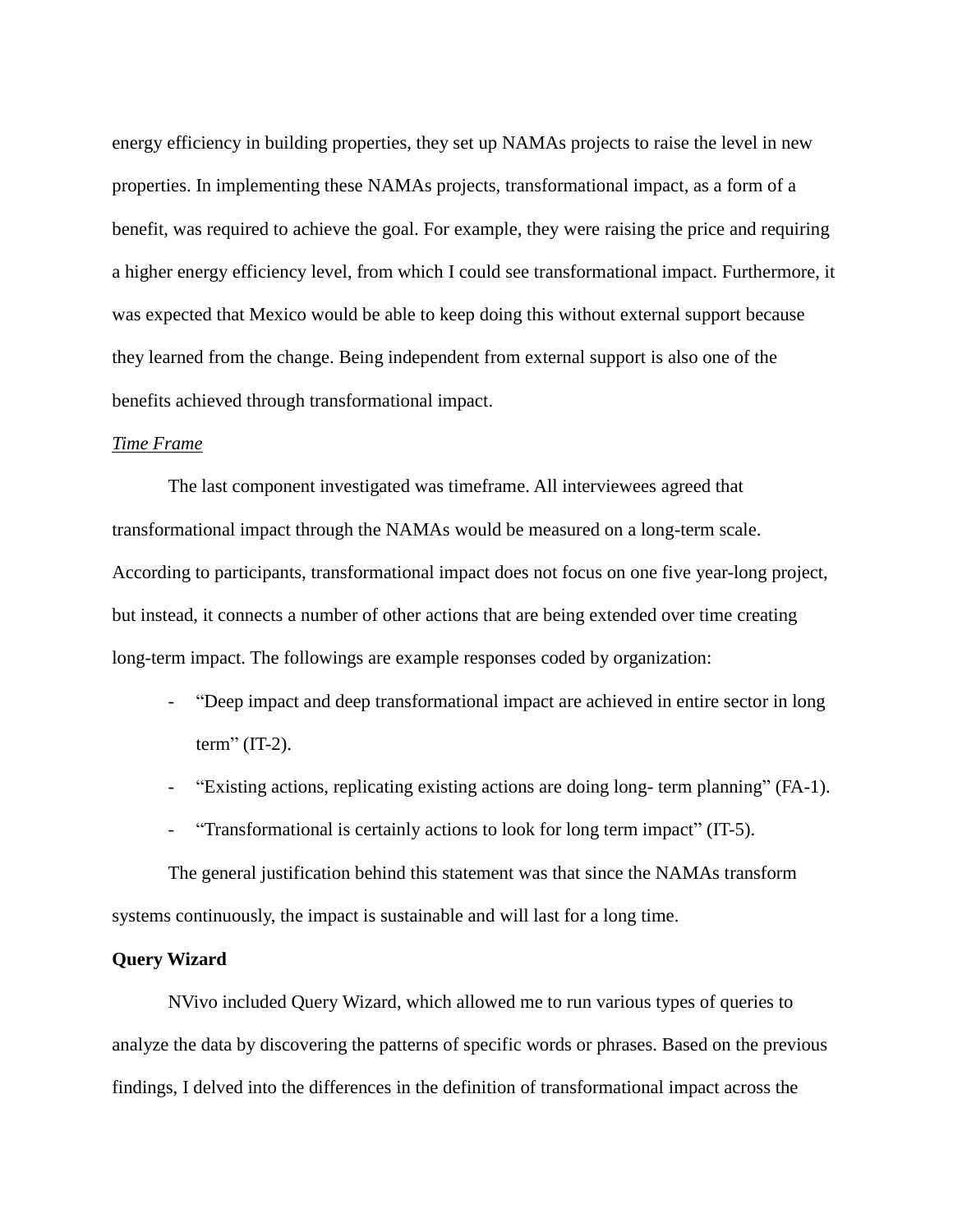energy efficiency in building properties, they set up NAMAs projects to raise the level in new properties. In implementing these NAMAs projects, transformational impact, as a form of a benefit, was required to achieve the goal. For example, they were raising the price and requiring a higher energy efficiency level, from which I could see transformational impact. Furthermore, it was expected that Mexico would be able to keep doing this without external support because they learned from the change. Being independent from external support is also one of the benefits achieved through transformational impact.

<u>*Time Frame*</u>

The last component investigated was timeframe. All interviewees agreed that transformational impact through the NAMAs would be measured on a long-term scale. According to participants, transformational impact does not focus on one five year-long project, but instead, it connects a number of other actions that are being extended over time creating long-term impact. The followings are example responses coded by organization:

- "Deep impact and deep transformational impact are achieved in entire sector in long term" (IT-2).
- "Existing actions, replicating existing actions are doing long- term planning" (FA-1).
- "Transformational is certainly actions to look for long term impact" (IT-5).

The general justification behind this statement was that since the NAMAs transform systems continuously, the impact is sustainable and will last for a long time.

**Query Wizard**

NVivo included Query Wizard, which allowed me to run various types of queries to analyze the data by discovering the patterns of specific words or phrases. Based on the previous findings, I delved into the differences in the definition of transformational impact across the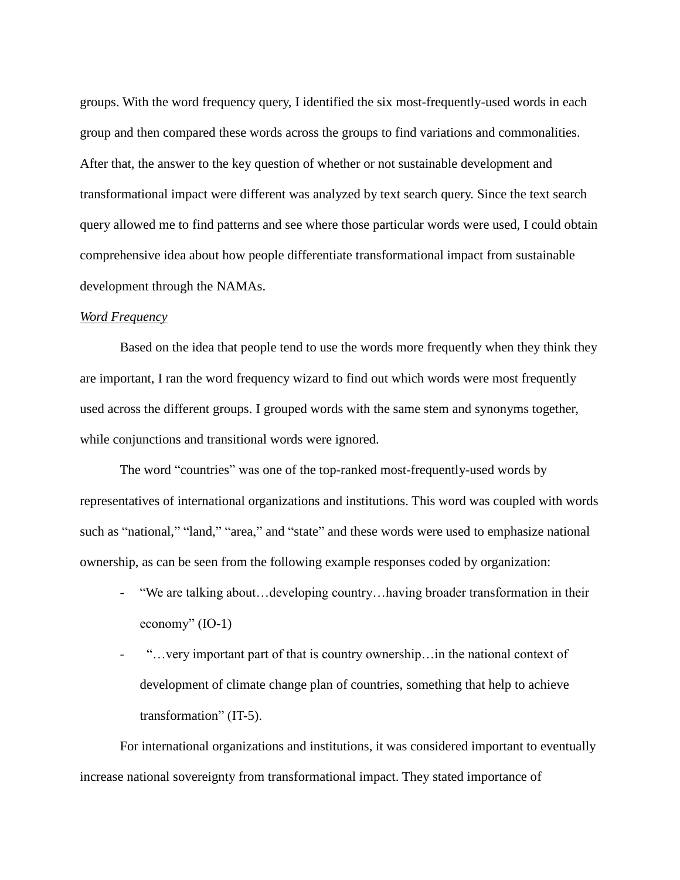groups. With the word frequency query, I identified the six most-frequently-used words in each group and then compared these words across the groups to find variations and commonalities. After that, the answer to the key question of whether or not sustainable development and transformational impact were different was analyzed by text search query. Since the text search query allowed me to find patterns and see where those particular words were used, I could obtain comprehensive idea about how people differentiate transformational impact from sustainable development through the NAMAs.

*Word Frequency*

Based on the idea that people tend to use the words more frequently when they think they are important, I ran the word frequency wizard to find out which words were most frequently used across the different groups. I grouped words with the same stem and synonyms together, while conjunctions and transitional words were ignored.

The word "countries" was one of the top-ranked most-frequently-used words by representatives of international organizations and institutions. This word was coupled with words such as "national," "land," "area," and "state" and these words were used to emphasize national ownership, as can be seen from the following example responses coded by organization:

- "We are talking about…developing country…having broader transformation in their economy" (IO-1)
- "…very important part of that is country ownership…in the national context of development of climate change plan of countries, something that help to achieve transformation" (IT-5).

For international organizations and institutions, it was considered important to eventually increase national sovereignty from transformational impact. They stated importance of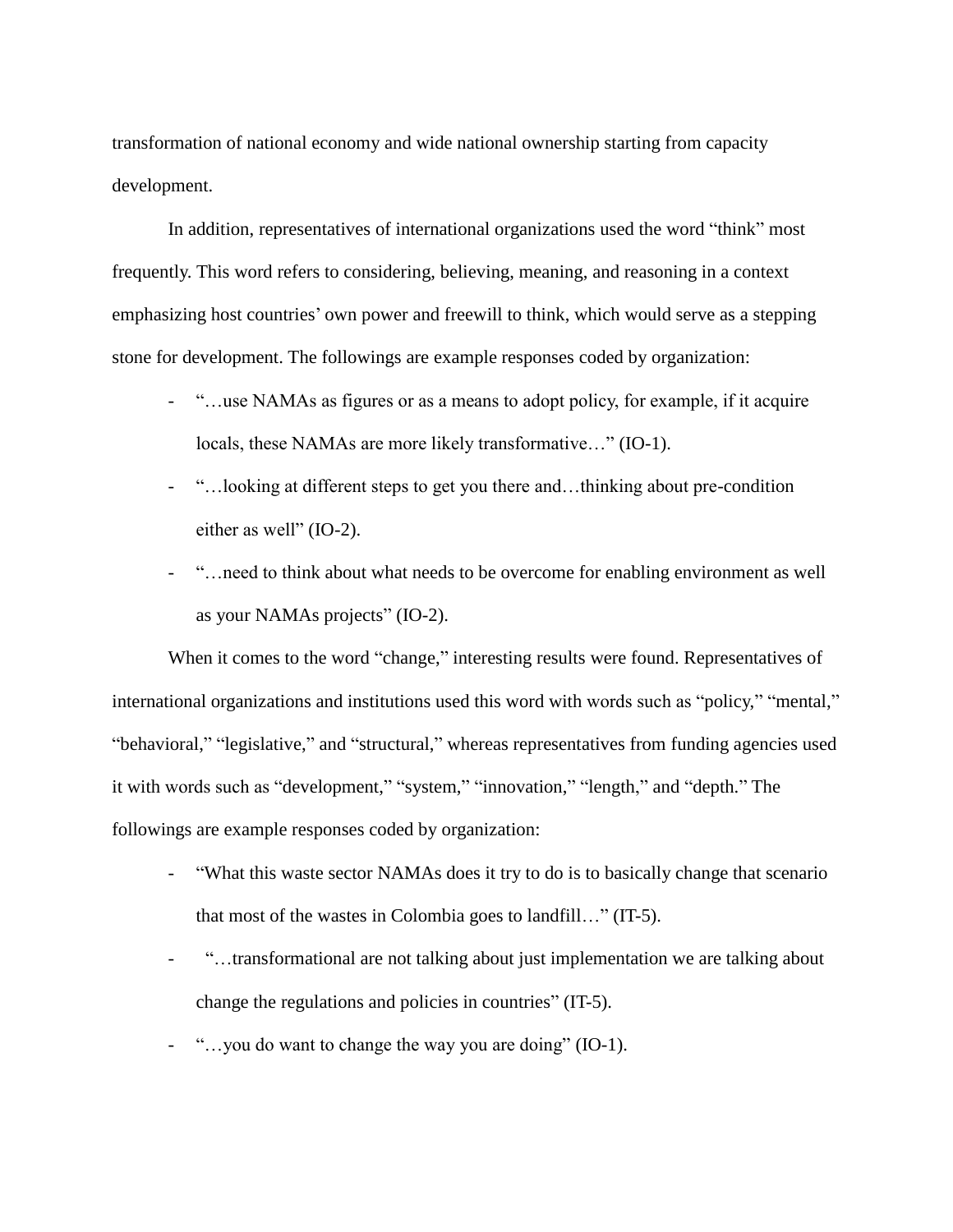transformation of national economy and wide national ownership starting from capacity development.

In addition, representatives of international organizations used the word "think" most frequently. This word refers to considering, believing, meaning, and reasoning in a context emphasizing host countries' own power and freewill to think, which would serve as a stepping stone for development. The followings are example responses coded by organization:

- "…use NAMAs as figures or as a means to adopt policy, for example, if it acquire locals, these NAMAs are more likely transformative…" (IO-1).
- "…looking at different steps to get you there and…thinking about pre-condition either as well" (IO-2).
- "…need to think about what needs to be overcome for enabling environment as well as your NAMAs projects" (IO-2).

When it comes to the word "change," interesting results were found. Representatives of international organizations and institutions used this word with words such as "policy," "mental," "behavioral," "legislative," and "structural," whereas representatives from funding agencies used it with words such as "development," "system," "innovation," "length," and "depth." The followings are example responses coded by organization:

- "What this waste sector NAMAs does it try to do is to basically change that scenario that most of the wastes in Colombia goes to landfill…" (IT-5).
- "…transformational are not talking about just implementation we are talking about change the regulations and policies in countries" (IT-5).
- "…you do want to change the way you are doing" (IO-1).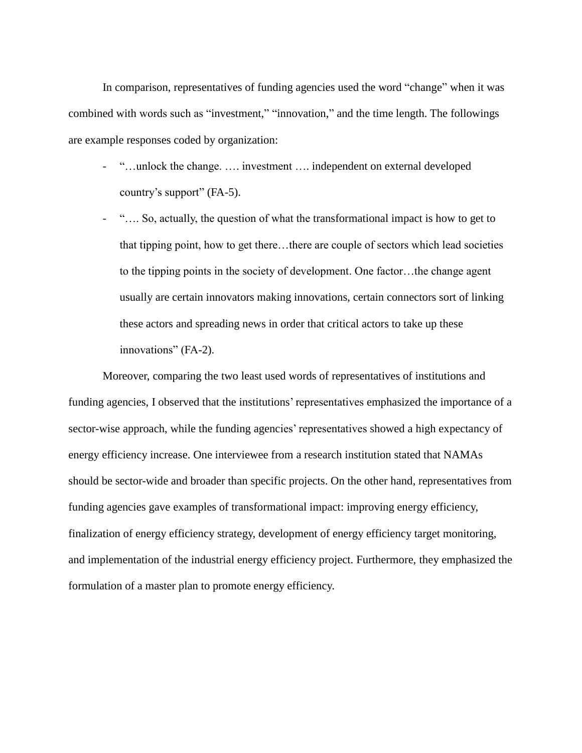In comparison, representatives of funding agencies used the word "change" when it was combined with words such as "investment," "innovation," and the time length. The followings are example responses coded by organization:

- "…unlock the change. …. investment …. independent on external developed country's support" (FA-5).
- "…. So, actually, the question of what the transformational impact is how to get to that tipping point, how to get there…there are couple of sectors which lead societies to the tipping points in the society of development. One factor…the change agent usually are certain innovators making innovations, certain connectors sort of linking these actors and spreading news in order that critical actors to take up these innovations" (FA-2).

Moreover, comparing the two least used words of representatives of institutions and funding agencies, I observed that the institutions' representatives emphasized the importance of a sector-wise approach, while the funding agencies' representatives showed a high expectancy of energy efficiency increase. One interviewee from a research institution stated that NAMAs should be sector-wide and broader than specific projects. On the other hand, representatives from funding agencies gave examples of transformational impact: improving energy efficiency, finalization of energy efficiency strategy, development of energy efficiency target monitoring, and implementation of the industrial energy efficiency project. Furthermore, they emphasized the formulation of a master plan to promote energy efficiency.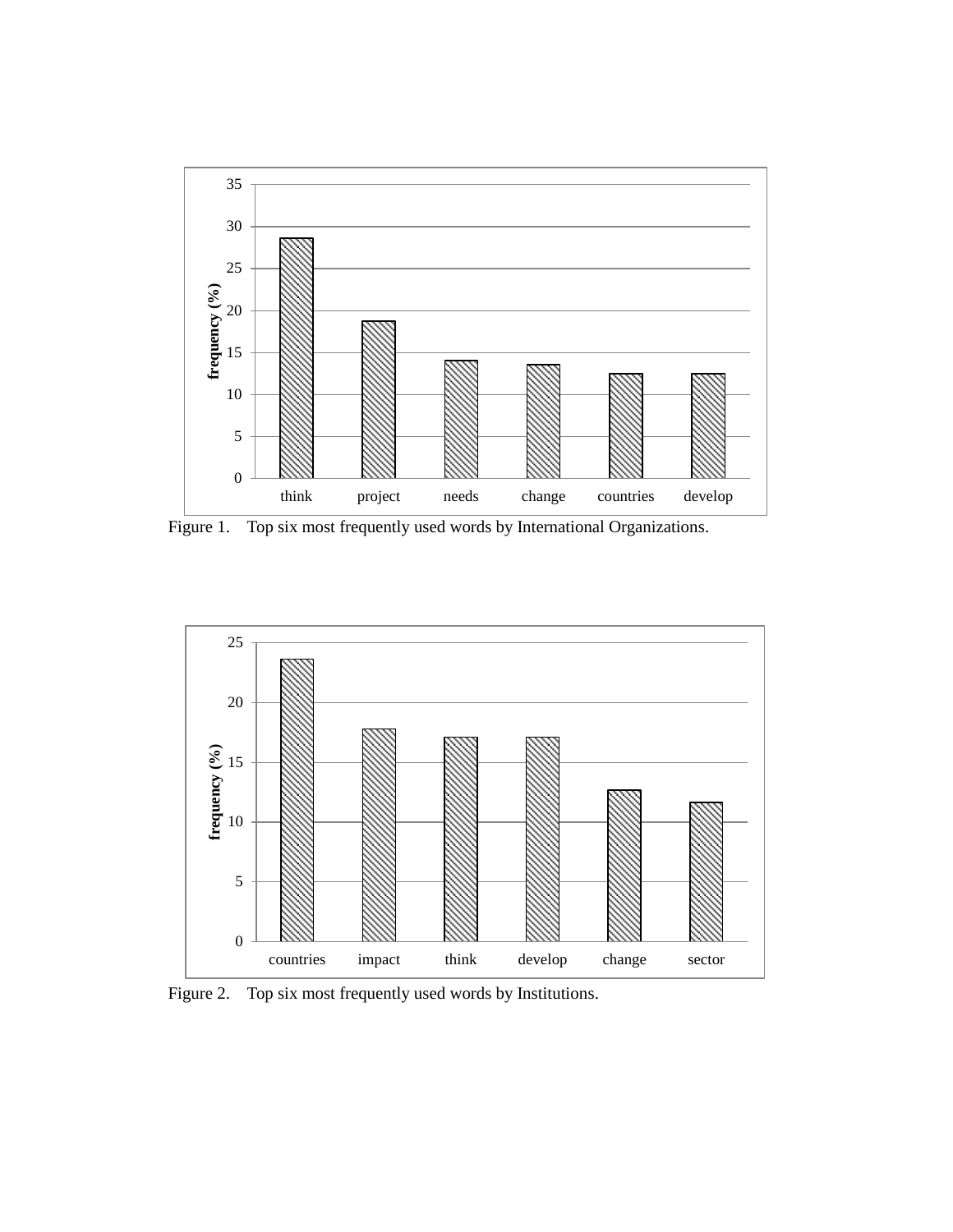Figure 1. Top six most frequently used words by International Organizations.

Figure 2. Top six most frequently used words by Institutions.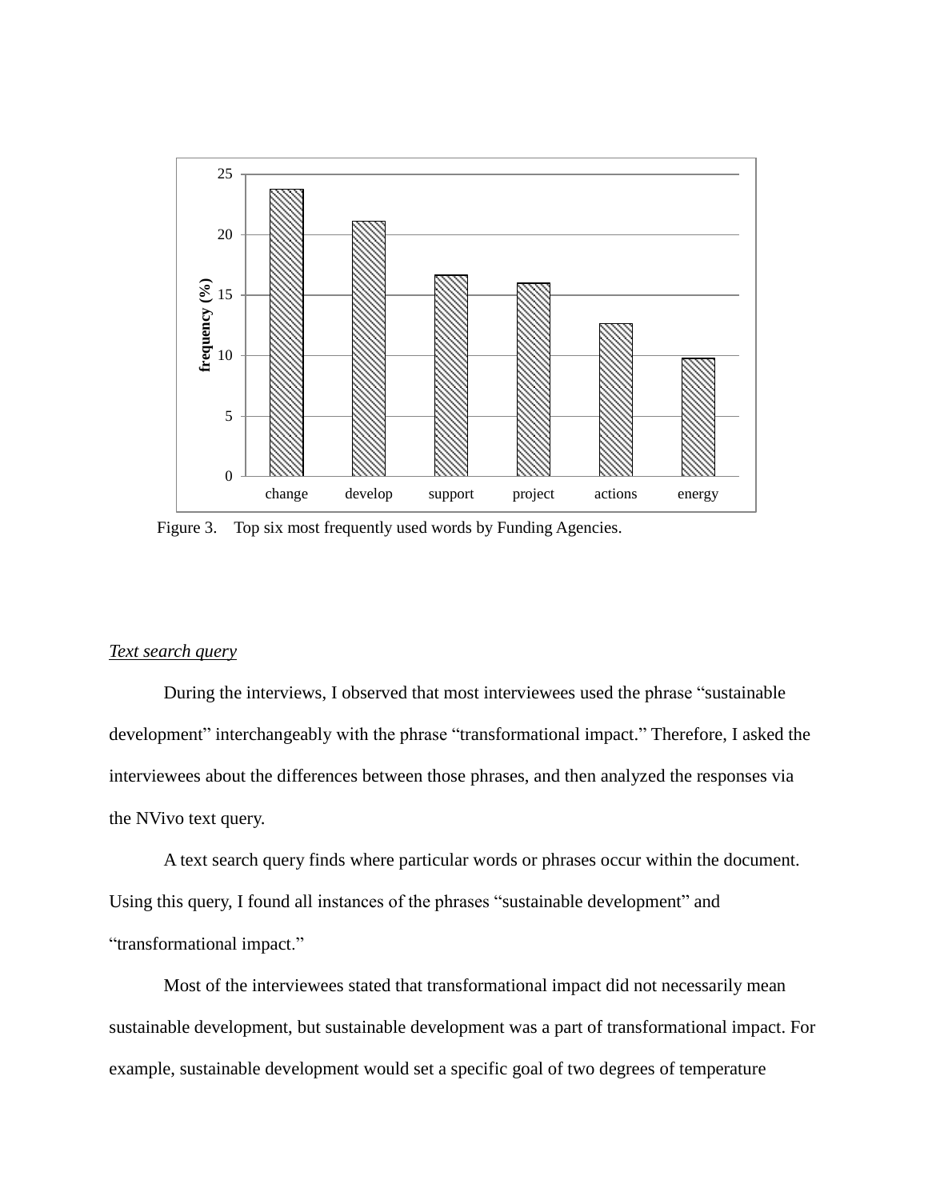Figure 3. Top six most frequently used words by Funding Agencies.

*Text search query*

During the interviews, I observed that most interviewees used the phrase "sustainable development" interchangeably with the phrase "transformational impact." Therefore, I asked the interviewees about the differences between those phrases, and then analyzed the responses via the NVivo text query.

A text search query finds where particular words or phrases occur within the document. Using this query, I found all instances of the phrases "sustainable development" and "transformational impact."

Most of the interviewees stated that transformational impact did not necessarily mean sustainable development, but sustainable development was a part of transformational impact. For example, sustainable development would set a specific goal of two degrees of temperature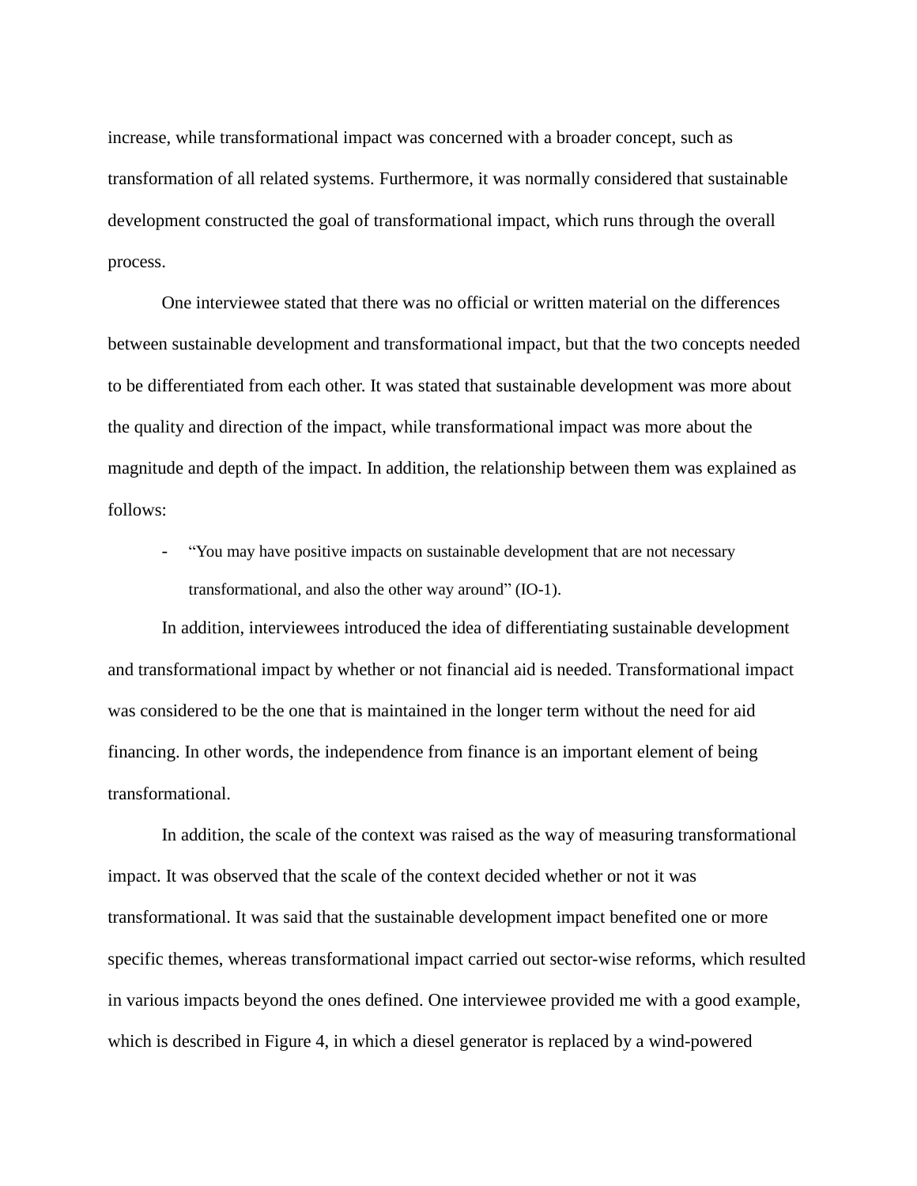increase, while transformational impact was concerned with a broader concept, such as transformation of all related systems. Furthermore, it was normally considered that sustainable development constructed the goal of transformational impact, which runs through the overall process.

One interviewee stated that there was no official or written material on the differences between sustainable development and transformational impact, but that the two concepts needed to be differentiated from each other. It was stated that sustainable development was more about the quality and direction of the impact, while transformational impact was more about the magnitude and depth of the impact. In addition, the relationship between them was explained as follows:

- "You may have positive impacts on sustainable development that are not necessary transformational, and also the other way around" (IO-1).

In addition, interviewees introduced the idea of differentiating sustainable development and transformational impact by whether or not financial aid is needed. Transformational impact was considered to be the one that is maintained in the longer term without the need for aid financing. In other words, the independence from finance is an important element of being transformational.

In addition, the scale of the context was raised as the way of measuring transformational impact. It was observed that the scale of the context decided whether or not it was transformational. It was said that the sustainable development impact benefited one or more specific themes, whereas transformational impact carried out sector-wise reforms, which resulted in various impacts beyond the ones defined. One interviewee provided me with a good example, which is described in Figure 4, in which a diesel generator is replaced by a wind-powered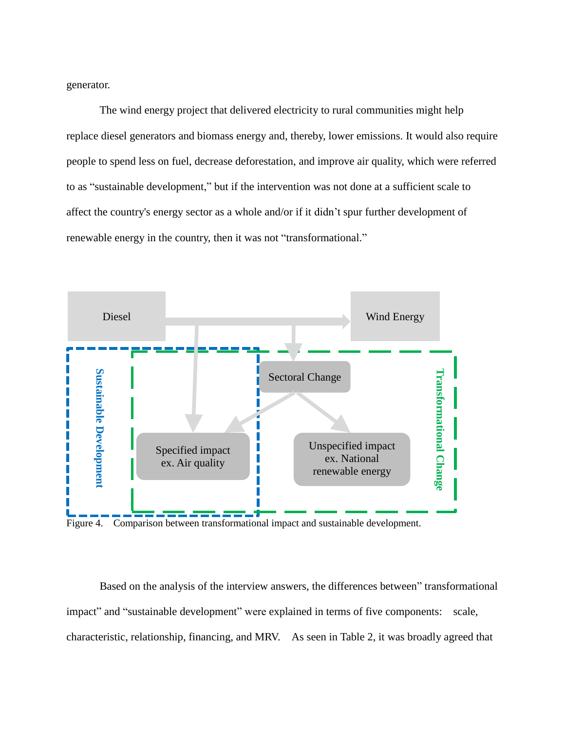generator.

The wind energy project that delivered electricity to rural communities might help replace diesel generators and biomass energy and, thereby, lower emissions. It would also require people to spend less on fuel, decrease deforestation, and improve air quality, which were referred to as "sustainable development," but if the intervention was not done at a sufficient scale to affect the country's energy sector as a whole and/or if it didn't spur further development of renewable energy in the country, then it was not "transformational."

Figure 4. Comparison between transformational impact and sustainable development.

Based on the analysis of the interview answers, the differences between" transformational impact" and "sustainable development" were explained in terms of five components: scale, characteristic, relationship, financing, and MRV. As seen in Table 2, it was broadly agreed that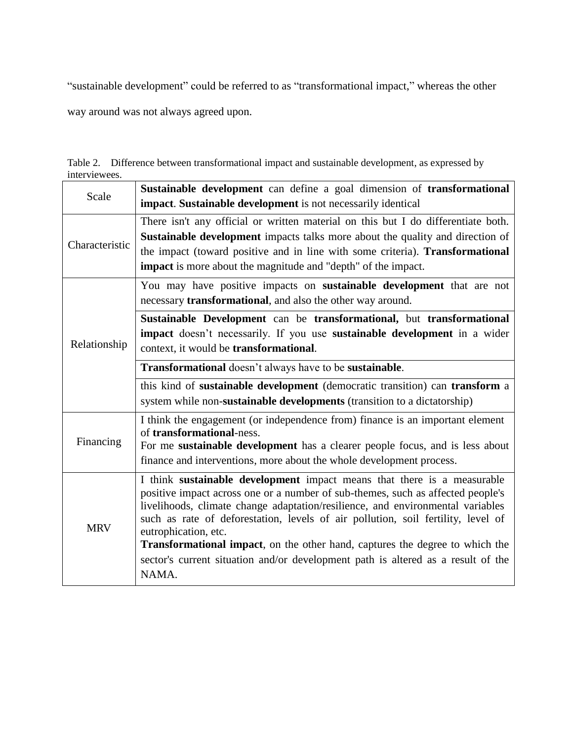"sustainable development" could be referred to as "transformational impact," whereas the other way around was not always agreed upon.

Table 2. Difference between transformational impact and sustainable development, as expressed by interviewees.

| | |
|---|---|
| Scale | **Sustainable development** can define a goal dimension of **transformational impact**. **Sustainable development** is not necessarily identical |
| Characteristic | There isn't any official or written material on this but I do differentiate both. **Sustainable development** impacts talks more about the quality and direction of the impact (toward positive and in line with some criteria). **Transformational impact** is more about the magnitude and "depth" of the impact. |
| Relationship | You may have positive impacts on **sustainable development** that are not necessary **transformational**, and also the other way around. |
| | **Sustainable Development** can be **transformational,** but **transformational impact** doesn't necessarily. If you use **sustainable development** in a wider context, it would be **transformational**. |
| | **Transformational** doesn't always have to be **sustainable**. |
| | this kind of **sustainable development** (democratic transition) can **transform** a system while non-**sustainable developments** (transition to a dictatorship) |
| Financing | I think the engagement (or independence from) finance is an important element of **transformational**-ness.<br>For me **sustainable development** has a clearer people focus, and is less about finance and interventions, more about the whole development process. |
| MRV | I think **sustainable development** impact means that there is a measurable positive impact across one or a number of sub-themes, such as affected people's livelihoods, climate change adaptation/resilience, and environmental variables such as rate of deforestation, levels of air pollution, soil fertility, level of eutrophication, etc.<br>**Transformational impact**, on the other hand, captures the degree to which the sector's current situation and/or development path is altered as a result of the NAMA. |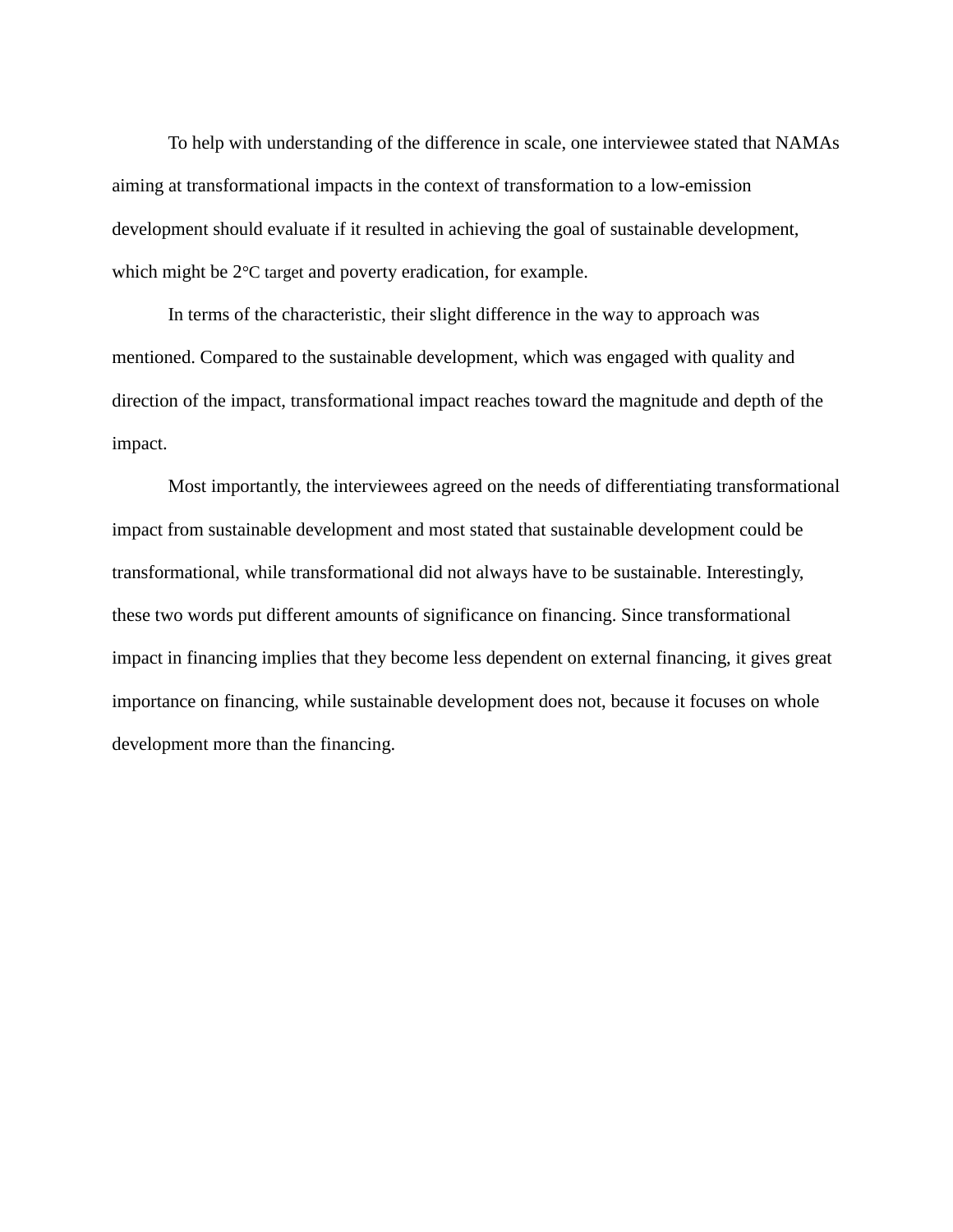To help with understanding of the difference in scale, one interviewee stated that NAMAs aiming at transformational impacts in the context of transformation to a low-emission development should evaluate if it resulted in achieving the goal of sustainable development, which might be 2°C target and poverty eradication, for example.

In terms of the characteristic, their slight difference in the way to approach was mentioned. Compared to the sustainable development, which was engaged with quality and direction of the impact, transformational impact reaches toward the magnitude and depth of the impact.

Most importantly, the interviewees agreed on the needs of differentiating transformational impact from sustainable development and most stated that sustainable development could be transformational, while transformational did not always have to be sustainable. Interestingly, these two words put different amounts of significance on financing. Since transformational impact in financing implies that they become less dependent on external financing, it gives great importance on financing, while sustainable development does not, because it focuses on whole development more than the financing.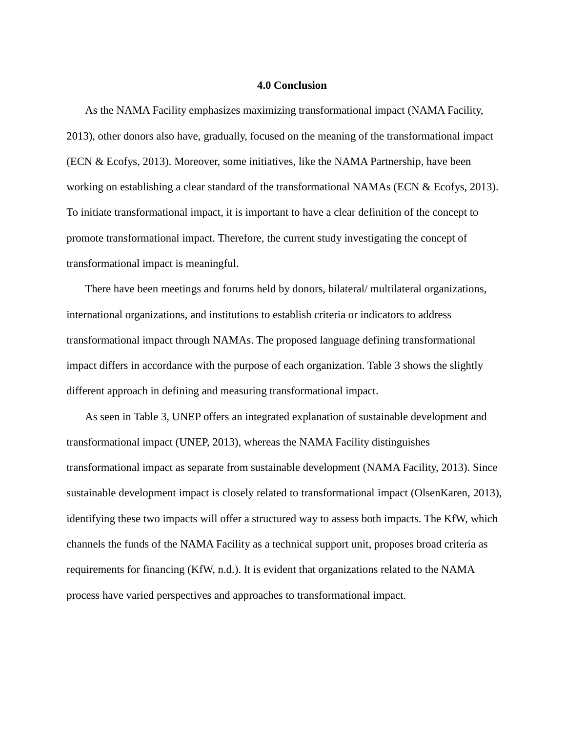## 4.0 Conclusion

As the NAMA Facility emphasizes maximizing transformational impact (NAMA Facility, 2013), other donors also have, gradually, focused on the meaning of the transformational impact (ECN & Ecofys, 2013). Moreover, some initiatives, like the NAMA Partnership, have been working on establishing a clear standard of the transformational NAMAs (ECN & Ecofys, 2013). To initiate transformational impact, it is important to have a clear definition of the concept to promote transformational impact. Therefore, the current study investigating the concept of transformational impact is meaningful.

There have been meetings and forums held by donors, bilateral/ multilateral organizations, international organizations, and institutions to establish criteria or indicators to address transformational impact through NAMAs. The proposed language defining transformational impact differs in accordance with the purpose of each organization. Table 3 shows the slightly different approach in defining and measuring transformational impact.

As seen in Table 3, UNEP offers an integrated explanation of sustainable development and transformational impact (UNEP, 2013), whereas the NAMA Facility distinguishes transformational impact as separate from sustainable development (NAMA Facility, 2013). Since sustainable development impact is closely related to transformational impact (OlsenKaren, 2013), identifying these two impacts will offer a structured way to assess both impacts. The KfW, which channels the funds of the NAMA Facility as a technical support unit, proposes broad criteria as requirements for financing (KfW, n.d.). It is evident that organizations related to the NAMA process have varied perspectives and approaches to transformational impact.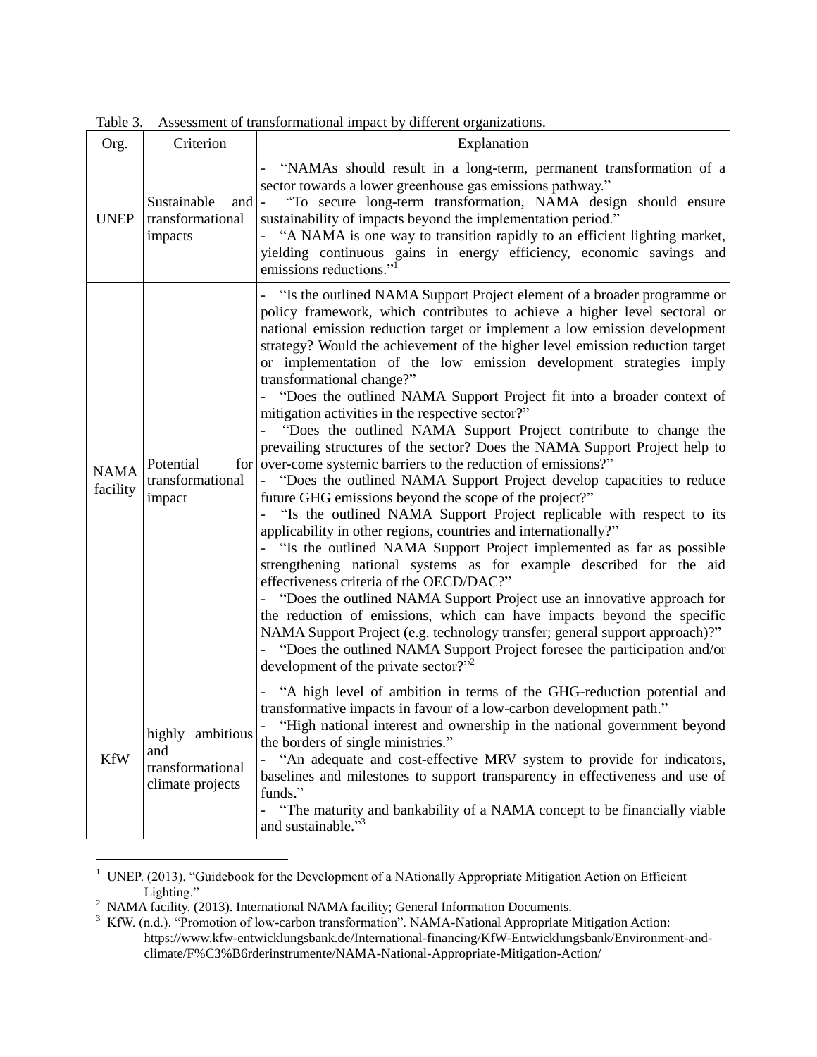Table 3. Assessment of transformational impact by different organizations.

| Org. | Criterion | Explanation |
|---|---|---|
| UNEP | Sustainable and transformational impacts | - "NAMAs should result in a long-term, permanent transformation of a sector towards a lower greenhouse gas emissions pathway." - "To secure long-term transformation, NAMA design should ensure sustainability of impacts beyond the implementation period." - "A NAMA is one way to transition rapidly to an efficient lighting market, yielding continuous gains in energy efficiency, economic savings and emissions reductions."[1] |
| NAMA facility | Potential for transformational impact | - "Is the outlined NAMA Support Project element of a broader programme or policy framework, which contributes to achieve a higher level sectoral or national emission reduction target or implement a low emission development strategy? Would the achievement of the higher level emission reduction target or implementation of the low emission development strategies imply transformational change?" - "Does the outlined NAMA Support Project fit into a broader context of mitigation activities in the respective sector?" - "Does the outlined NAMA Support Project contribute to change the prevailing structures of the sector? Does the NAMA Support Project help to over-come systemic barriers to the reduction of emissions?" - "Does the outlined NAMA Support Project develop capacities to reduce future GHG emissions beyond the scope of the project?" - "Is the outlined NAMA Support Project replicable with respect to its applicability in other regions, countries and internationally?" - "Is the outlined NAMA Support Project implemented as far as possible strengthening national systems as for example described for the aid effectiveness criteria of the OECD/DAC?" - "Does the outlined NAMA Support Project use an innovative approach for the reduction of emissions, which can have impacts beyond the specific NAMA Support Project (e.g. technology transfer; general support approach)?" - "Does the outlined NAMA Support Project foresee the participation and/or development of the private sector?"[2] |
| KfW | highly ambitious and transformational climate projects | - "A high level of ambition in terms of the GHG-reduction potential and transformative impacts in favour of a low-carbon development path." - "High national interest and ownership in the national government beyond the borders of single ministries." - "An adequate and cost-effective MRV system to provide for indicators, baselines and milestones to support transparency in effectiveness and use of funds." - "The maturity and bankability of a NAMA concept to be financially viable and sustainable."[3] |

[1] UNEP. (2013). "Guidebook for the Development of a NAtionally Appropriate Mitigation Action on Efficient Lighting."

[2] NAMA facility. (2013). International NAMA facility; General Information Documents.

[3] KfW. (n.d.). "Promotion of low-carbon transformation". NAMA-National Appropriate Mitigation Action: https://www.kfw-entwicklungsbank.de/International-financing/KfW-Entwicklungsbank/Environment-and-climate/F%C3%B6rderinstrumente/NAMA-National-Appropriate-Mitigation-Action/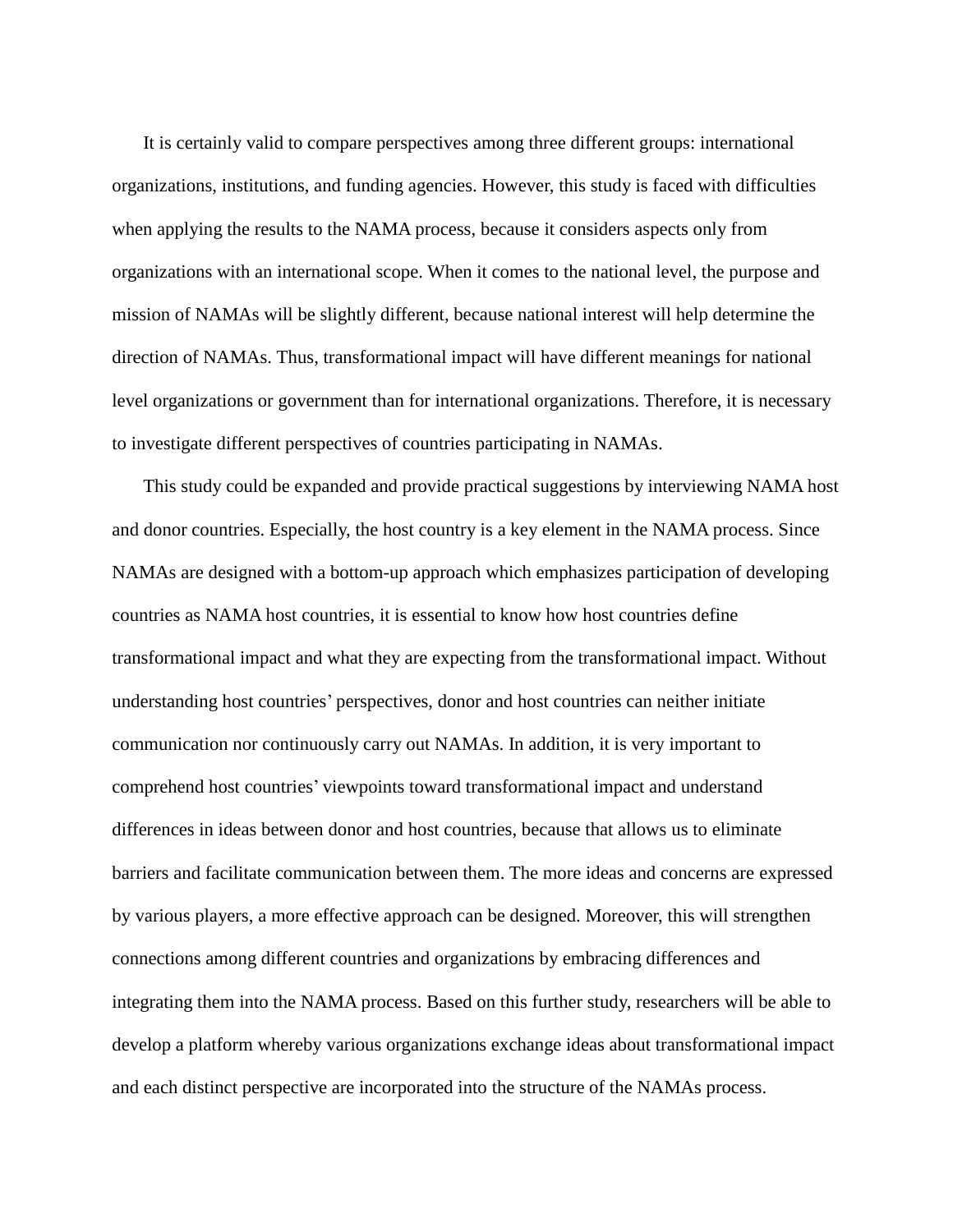It is certainly valid to compare perspectives among three different groups: international organizations, institutions, and funding agencies. However, this study is faced with difficulties when applying the results to the NAMA process, because it considers aspects only from organizations with an international scope. When it comes to the national level, the purpose and mission of NAMAs will be slightly different, because national interest will help determine the direction of NAMAs. Thus, transformational impact will have different meanings for national level organizations or government than for international organizations. Therefore, it is necessary to investigate different perspectives of countries participating in NAMAs.

This study could be expanded and provide practical suggestions by interviewing NAMA host and donor countries. Especially, the host country is a key element in the NAMA process. Since NAMAs are designed with a bottom-up approach which emphasizes participation of developing countries as NAMA host countries, it is essential to know how host countries define transformational impact and what they are expecting from the transformational impact. Without understanding host countries' perspectives, donor and host countries can neither initiate communication nor continuously carry out NAMAs. In addition, it is very important to comprehend host countries' viewpoints toward transformational impact and understand differences in ideas between donor and host countries, because that allows us to eliminate barriers and facilitate communication between them. The more ideas and concerns are expressed by various players, a more effective approach can be designed. Moreover, this will strengthen connections among different countries and organizations by embracing differences and integrating them into the NAMA process. Based on this further study, researchers will be able to develop a platform whereby various organizations exchange ideas about transformational impact and each distinct perspective are incorporated into the structure of the NAMAs process.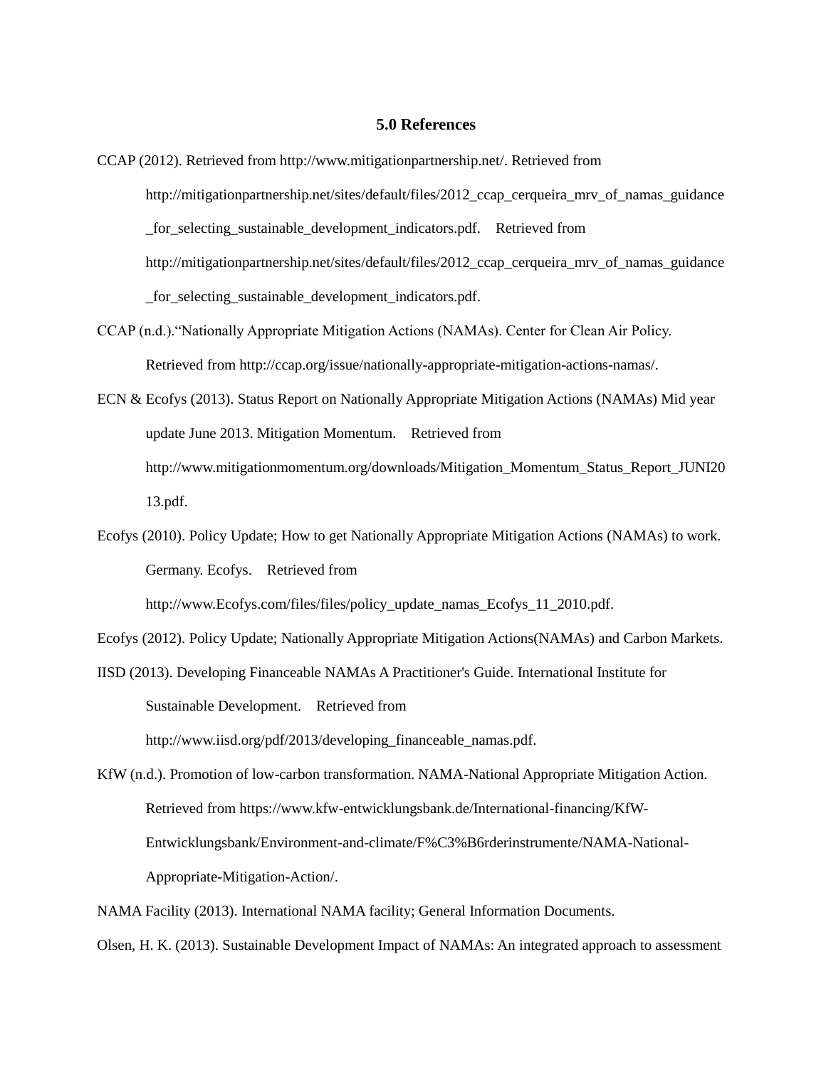# 5.0 References

CCAP (2012). Retrieved from http://www.mitigationpartnership.net/. Retrieved from http://mitigationpartnership.net/sites/default/files/2012_ccap_cerqueira_mrv_of_namas_guidance_for_selecting_sustainable_development_indicators.pdf. Retrieved from http://mitigationpartnership.net/sites/default/files/2012_ccap_cerqueira_mrv_of_namas_guidance_for_selecting_sustainable_development_indicators.pdf.

CCAP (n.d.).“Nationally Appropriate Mitigation Actions (NAMAs). Center for Clean Air Policy. Retrieved from http://ccap.org/issue/nationally-appropriate-mitigation-actions-namas/.

ECN & Ecofys (2013). Status Report on Nationally Appropriate Mitigation Actions (NAMAs) Mid year update June 2013. Mitigation Momentum. Retrieved from http://www.mitigationmomentum.org/downloads/Mitigation_Momentum_Status_Report_JUNI2013.pdf.

Ecofys (2010). Policy Update; How to get Nationally Appropriate Mitigation Actions (NAMAs) to work. Germany. Ecofys. Retrieved from http://www.Ecofys.com/files/files/policy_update_namas_Ecofys_11_2010.pdf.

Ecofys (2012). Policy Update; Nationally Appropriate Mitigation Actions(NAMAs) and Carbon Markets.

IISD (2013). Developing Financeable NAMAs A Practitioner's Guide. International Institute for Sustainable Development. Retrieved from http://www.iisd.org/pdf/2013/developing_financeable_namas.pdf.

KfW (n.d.). Promotion of low-carbon transformation. NAMA-National Appropriate Mitigation Action. Retrieved from https://www.kfw-entwicklungsbank.de/International-financing/KfW-Entwicklungsbank/Environment-and-climate/F%C3%B6rderinstrumente/NAMA-National-Appropriate-Mitigation-Action/.

NAMA Facility (2013). International NAMA facility; General Information Documents.

Olsen, H. K. (2013). Sustainable Development Impact of NAMAs: An integrated approach to assessment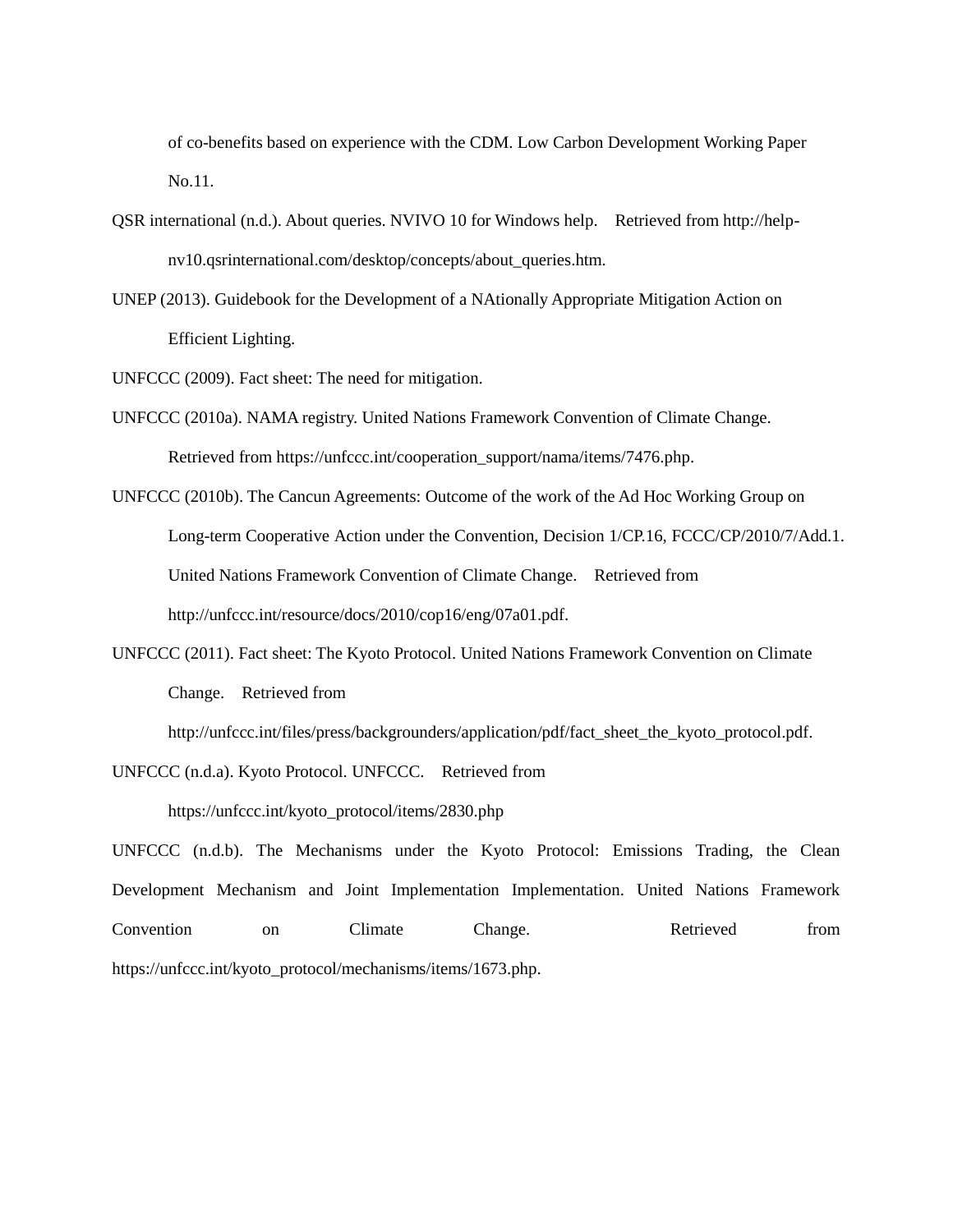of co-benefits based on experience with the CDM. Low Carbon Development Working Paper No.11.

QSR international (n.d.). About queries. NVIVO 10 for Windows help. Retrieved from http://help-nv10.qsrinternational.com/desktop/concepts/about_queries.htm.

UNEP (2013). Guidebook for the Development of a NAtionally Appropriate Mitigation Action on Efficient Lighting.

UNFCCC (2009). Fact sheet: The need for mitigation.

UNFCCC (2010a). NAMA registry. United Nations Framework Convention of Climate Change. Retrieved from https://unfccc.int/cooperation_support/nama/items/7476.php.

UNFCCC (2010b). The Cancun Agreements: Outcome of the work of the Ad Hoc Working Group on Long-term Cooperative Action under the Convention, Decision 1/CP.16, FCCC/CP/2010/7/Add.1. United Nations Framework Convention of Climate Change. Retrieved from http://unfccc.int/resource/docs/2010/cop16/eng/07a01.pdf.

UNFCCC (2011). Fact sheet: The Kyoto Protocol. United Nations Framework Convention on Climate Change. Retrieved from http://unfccc.int/files/press/backgrounders/application/pdf/fact_sheet_the_kyoto_protocol.pdf.

UNFCCC (n.d.a). Kyoto Protocol. UNFCCC. Retrieved from https://unfccc.int/kyoto_protocol/items/2830.php

UNFCCC (n.d.b). The Mechanisms under the Kyoto Protocol: Emissions Trading, the Clean Development Mechanism and Joint Implementation Implementation. United Nations Framework Convention on Climate Change. Retrieved from https://unfccc.int/kyoto_protocol/mechanisms/items/1673.php.